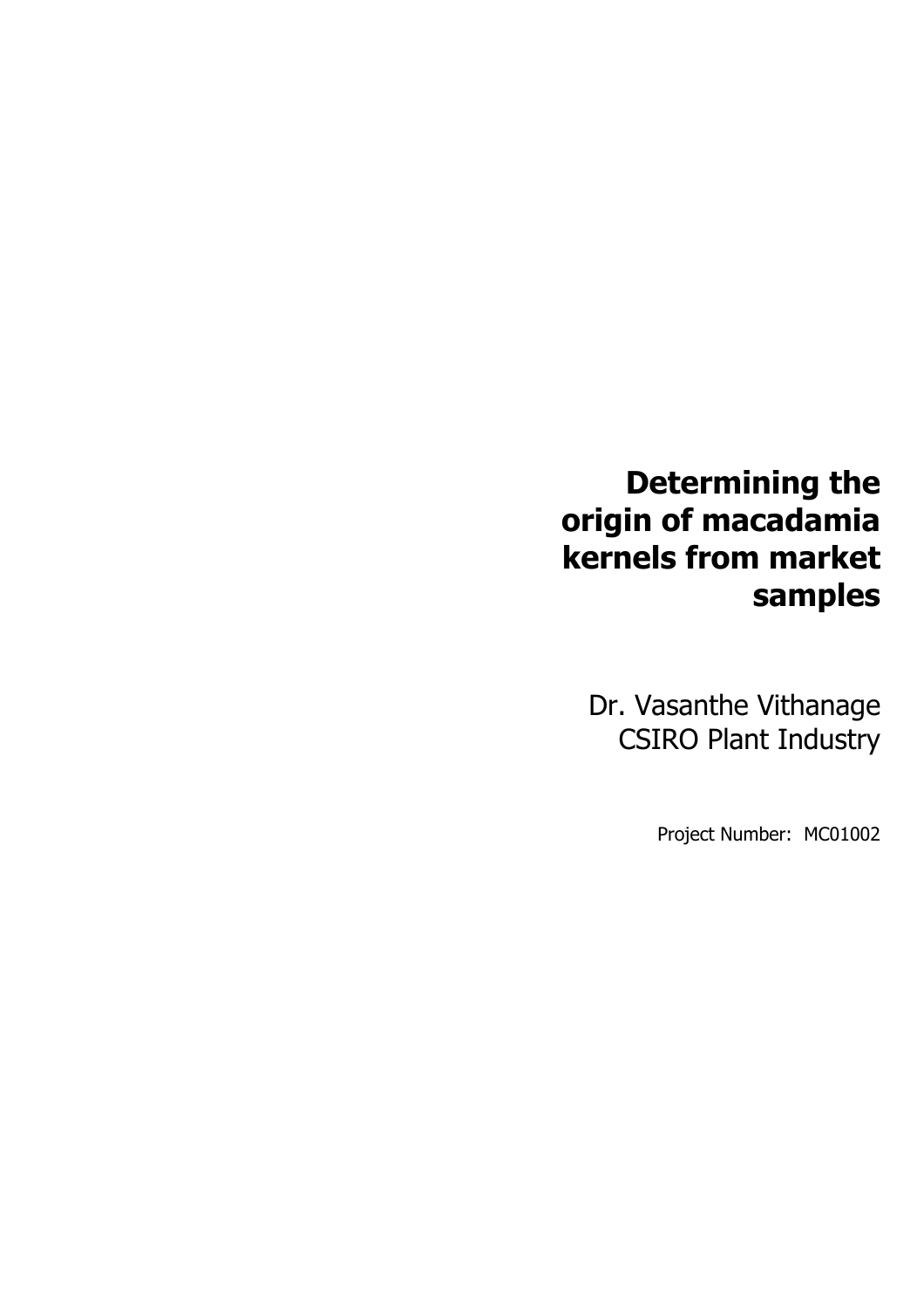# Determining the origin of macadamia kernels from market samples

Dr. Vasanthe Vithanage
CSIRO Plant Industry

Project Number: MC01002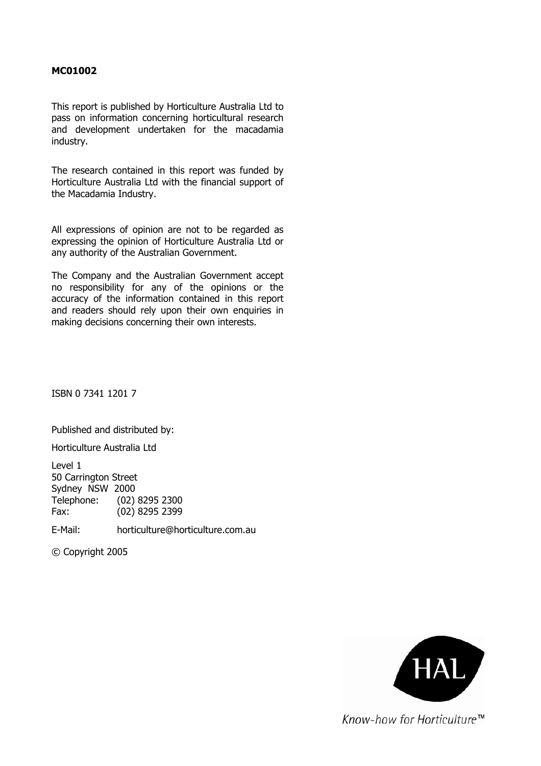**MC01002**

This report is published by Horticulture Australia Ltd to pass on information concerning horticultural research and development undertaken for the macadamia industry.

The research contained in this report was funded by Horticulture Australia Ltd with the financial support of the Macadamia Industry.

All expressions of opinion are not to be regarded as expressing the opinion of Horticulture Australia Ltd or any authority of the Australian Government.

The Company and the Australian Government accept no responsibility for any of the opinions or the accuracy of the information contained in this report and readers should rely upon their own enquiries in making decisions concerning their own interests.

ISBN 0 7341 1201 7

Published and distributed by:

Horticulture Australia Ltd

Level 1
50 Carrington Street
Sydney NSW 2000
Telephone: (02) 8295 2300
Fax: (02) 8295 2399

E-Mail: horticulture@horticulture.com.au

© Copyright 2005

HAL

*Know-how for Horticulture™*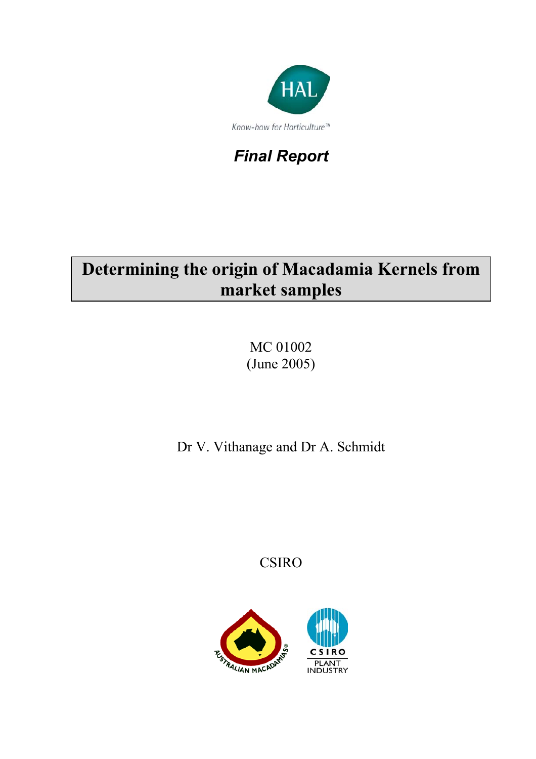*Final Report*

# Determining the origin of Macadamia Kernels from market samples

MC 01002
(June 2005)

Dr V. Vithanage and Dr A. Schmidt

CSIRO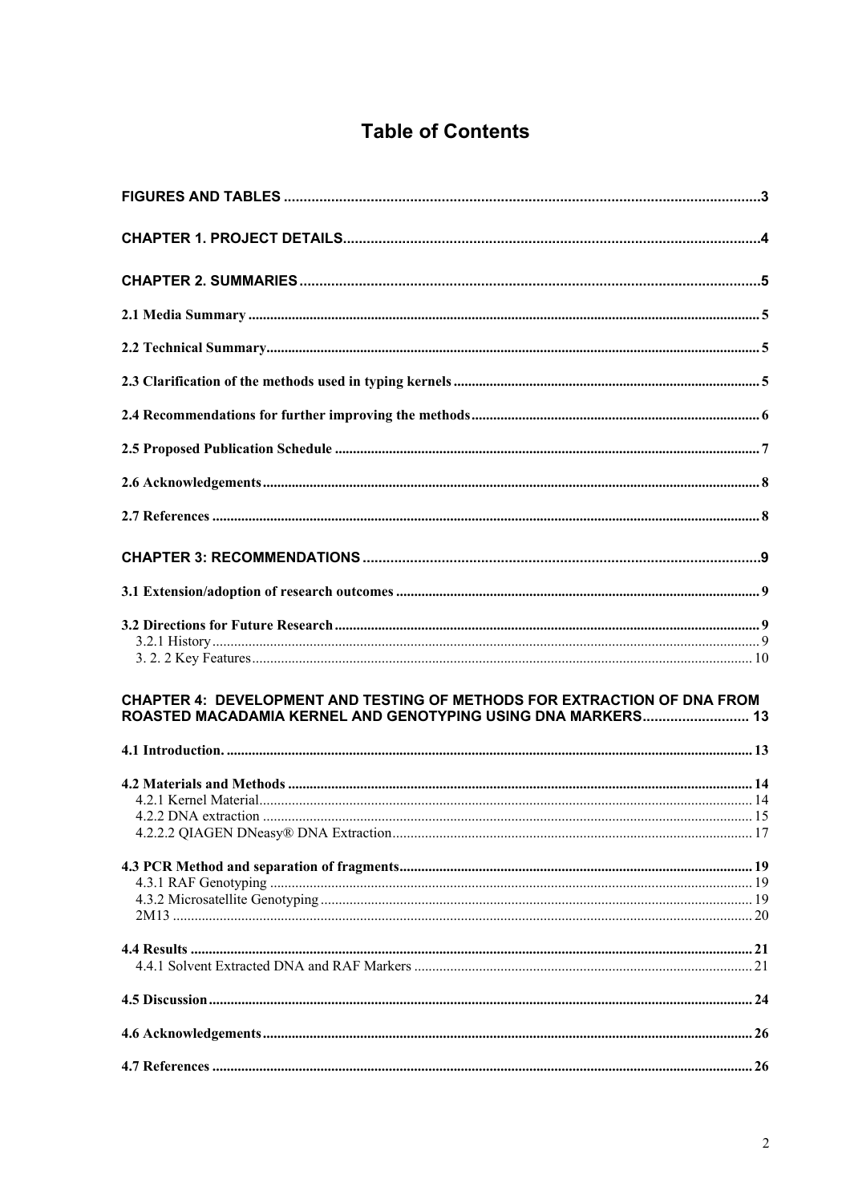# Table of Contents

**FIGURES AND TABLES** ........................................................................................................................ 3

**CHAPTER 1. PROJECT DETAILS** ......................................................................................................... 4

**CHAPTER 2. SUMMARIES** .................................................................................................................... 5

**2.1 Media Summary** ............................................................................................................................ 5

**2.2 Technical Summary** ....................................................................................................................... 5

**2.3 Clarification of the methods used in typing kernels** ..................................................................... 5

**2.4 Recommendations for further improving the methods** ................................................................ 6

**2.5 Proposed Publication Schedule** ..................................................................................................... 7

**2.6 Acknowledgements** ........................................................................................................................ 8

**2.7 References** ...................................................................................................................................... 8

**CHAPTER 3: RECOMMENDATIONS** .................................................................................................... 9

**3.1 Extension/adoption of research outcomes** .................................................................................... 9

**3.2 Directions for Future Research** ..................................................................................................... 9
3.2.1 History ...................................................................................................................................... 9
3. 2. 2 Key Features ........................................................................................................................... 10

**CHAPTER 4: DEVELOPMENT AND TESTING OF METHODS FOR EXTRACTION OF DNA FROM ROASTED MACADAMIA KERNEL AND GENOTYPING USING DNA MARKERS** ........................... 13

**4.1 Introduction.** ................................................................................................................................ 13

**4.2 Materials and Methods** ................................................................................................................ 14
4.2.1 Kernel Material ......................................................................................................................... 14
4.2.2 DNA extraction ......................................................................................................................... 15
4.2.2.2 QIAGEN DNeasy® DNA Extraction ..................................................................................... 17

**4.3 PCR Method and separation of fragments** .................................................................................. 19
4.3.1 RAF Genotyping ....................................................................................................................... 19
4.3.2 Microsatellite Genotyping ......................................................................................................... 19
2M13 ................................................................................................................................................ 20

**4.4 Results** .......................................................................................................................................... 21
4.4.1 Solvent Extracted DNA and RAF Markers ............................................................................... 21

**4.5 Discussion** ..................................................................................................................................... 24

**4.6 Acknowledgements** ...................................................................................................................... 26

**4.7 References** .................................................................................................................................... 26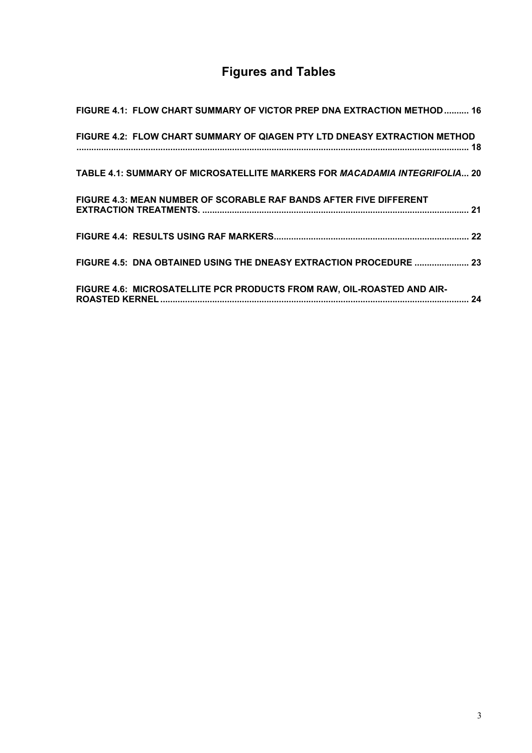# Figures and Tables

**FIGURE 4.1: FLOW CHART SUMMARY OF VICTOR PREP DNA EXTRACTION METHOD.......... 16**

**FIGURE 4.2: FLOW CHART SUMMARY OF QIAGEN PTY LTD DNEASY EXTRACTION METHOD ................................................................................................................................................ 18**

**TABLE 4.1: SUMMARY OF MICROSATELLITE MARKERS FOR *MACADAMIA INTEGRIFOLIA*... 20**

**FIGURE 4.3: MEAN NUMBER OF SCORABLE RAF BANDS AFTER FIVE DIFFERENT EXTRACTION TREATMENTS. ........................................................................................................... 21**

**FIGURE 4.4: RESULTS USING RAF MARKERS............................................................................... 22**

**FIGURE 4.5: DNA OBTAINED USING THE DNEASY EXTRACTION PROCEDURE ...................... 23**

**FIGURE 4.6: MICROSATELLITE PCR PRODUCTS FROM RAW, OIL-ROASTED AND AIR-ROASTED KERNEL ............................................................................................................................ 24**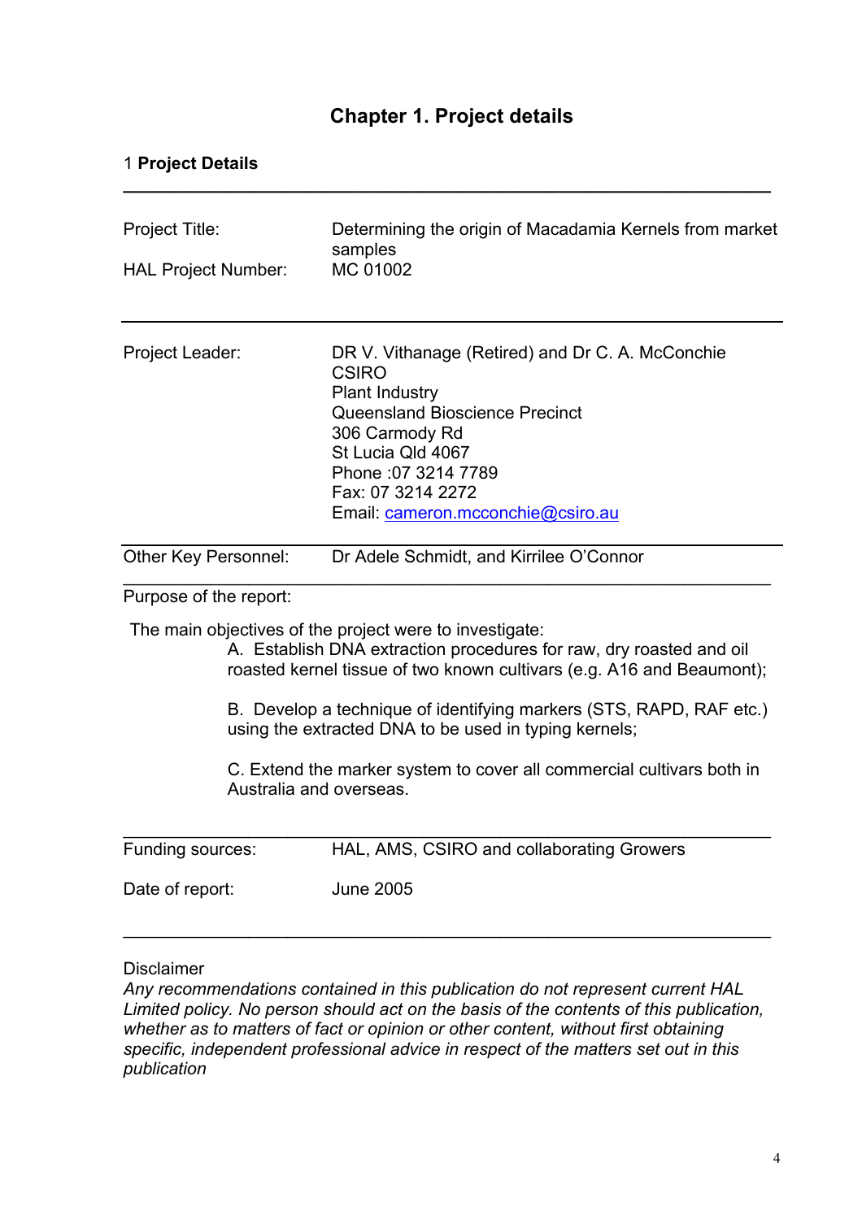# Chapter 1. Project details

## 1 **Project Details**

---

| | |
|---|---|
| Project Title: | Determining the origin of Macadamia Kernels from market samples |
| HAL Project Number: | MC 01002 |

---

| | |
|---|---|
| Project Leader: | DR V. Vithanage (Retired) and Dr C. A. McConchie<br>CSIRO<br>Plant Industry<br>Queensland Bioscience Precinct<br>306 Carmody Rd<br>St Lucia Qld 4067<br>Phone :07 3214 7789<br>Fax: 07 3214 2272<br>Email: cameron.mcconchie@csiro.au |

---

| | |
|---|---|
| Other Key Personnel: | Dr Adele Schmidt, and Kirrilee O'Connor |

---

Purpose of the report:

The main objectives of the project were to investigate:

A. Establish DNA extraction procedures for raw, dry roasted and oil roasted kernel tissue of two known cultivars (e.g. A16 and Beaumont);

B. Develop a technique of identifying markers (STS, RAPD, RAF etc.) using the extracted DNA to be used in typing kernels;

C. Extend the marker system to cover all commercial cultivars both in Australia and overseas.

---

| | |
|---|---|
| Funding sources: | HAL, AMS, CSIRO and collaborating Growers |
| Date of report: | June 2005 |

---

Disclaimer

*Any recommendations contained in this publication do not represent current HAL Limited policy. No person should act on the basis of the contents of this publication, whether as to matters of fact or opinion or other content, without first obtaining specific, independent professional advice in respect of the matters set out in this publication*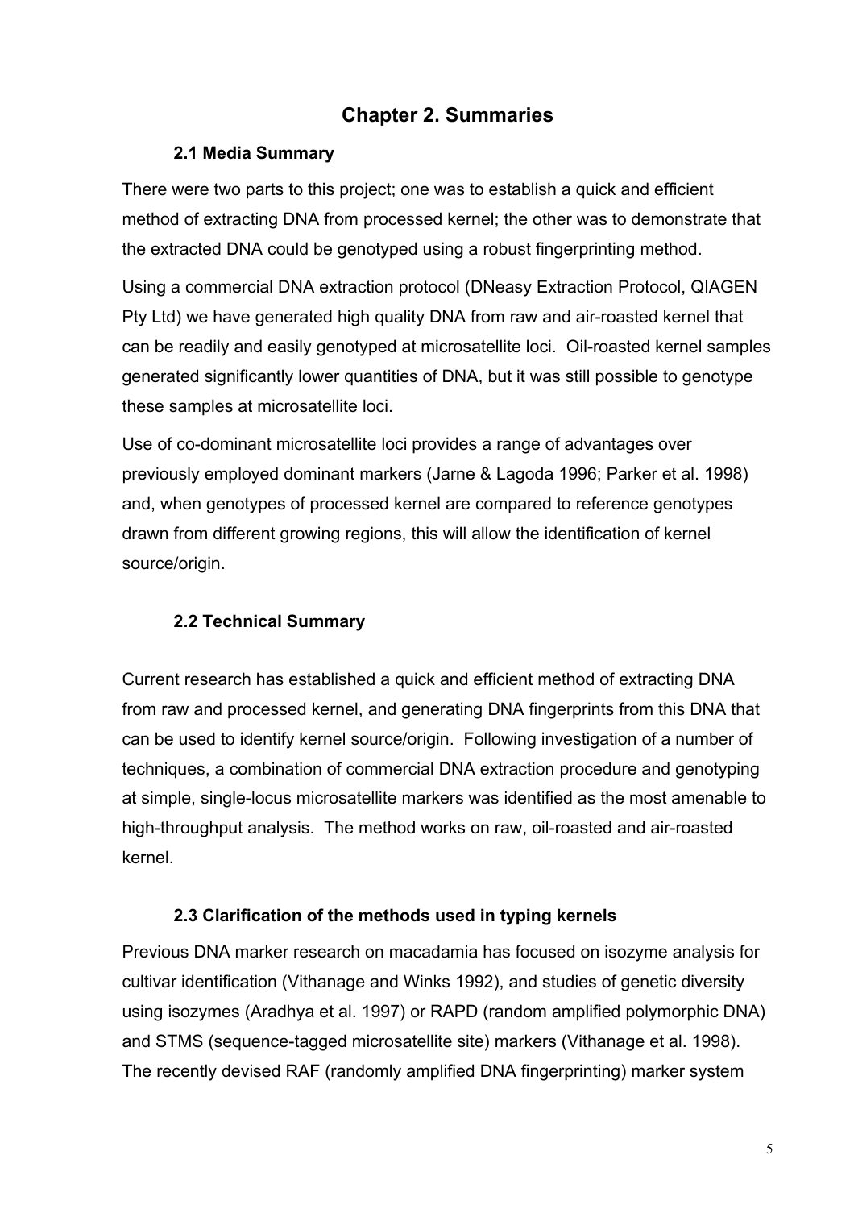# Chapter 2. Summaries

## 2.1 Media Summary

There were two parts to this project; one was to establish a quick and efficient method of extracting DNA from processed kernel; the other was to demonstrate that the extracted DNA could be genotyped using a robust fingerprinting method.

Using a commercial DNA extraction protocol (DNeasy Extraction Protocol, QIAGEN Pty Ltd) we have generated high quality DNA from raw and air-roasted kernel that can be readily and easily genotyped at microsatellite loci. Oil-roasted kernel samples generated significantly lower quantities of DNA, but it was still possible to genotype these samples at microsatellite loci.

Use of co-dominant microsatellite loci provides a range of advantages over previously employed dominant markers (Jarne & Lagoda 1996; Parker et al. 1998) and, when genotypes of processed kernel are compared to reference genotypes drawn from different growing regions, this will allow the identification of kernel source/origin.

## 2.2 Technical Summary

Current research has established a quick and efficient method of extracting DNA from raw and processed kernel, and generating DNA fingerprints from this DNA that can be used to identify kernel source/origin. Following investigation of a number of techniques, a combination of commercial DNA extraction procedure and genotyping at simple, single-locus microsatellite markers was identified as the most amenable to high-throughput analysis. The method works on raw, oil-roasted and air-roasted kernel.

## 2.3 Clarification of the methods used in typing kernels

Previous DNA marker research on macadamia has focused on isozyme analysis for cultivar identification (Vithanage and Winks 1992), and studies of genetic diversity using isozymes (Aradhya et al. 1997) or RAPD (random amplified polymorphic DNA) and STMS (sequence-tagged microsatellite site) markers (Vithanage et al. 1998). The recently devised RAF (randomly amplified DNA fingerprinting) marker system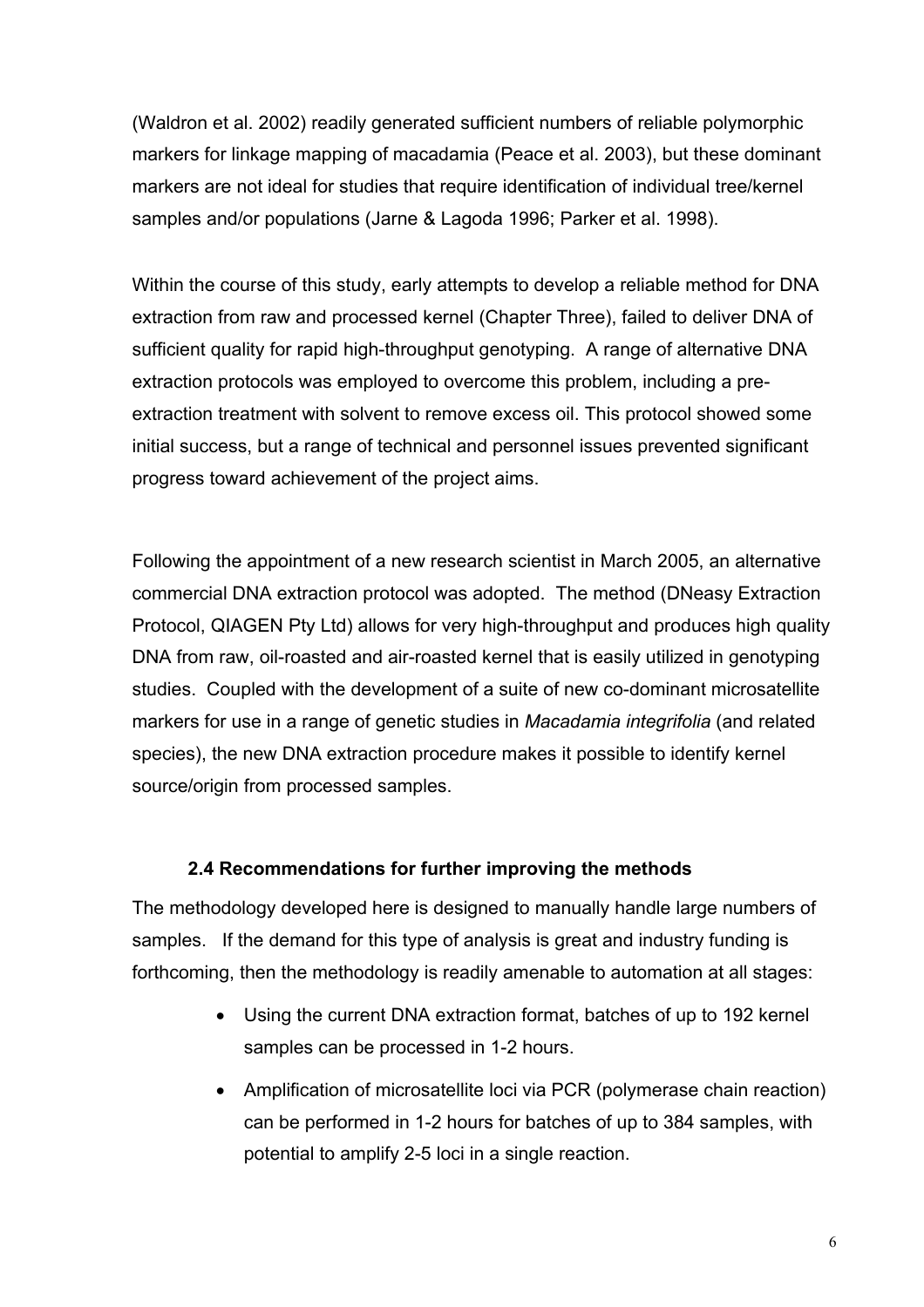(Waldron et al. 2002) readily generated sufficient numbers of reliable polymorphic markers for linkage mapping of macadamia (Peace et al. 2003), but these dominant markers are not ideal for studies that require identification of individual tree/kernel samples and/or populations (Jarne & Lagoda 1996; Parker et al. 1998).

Within the course of this study, early attempts to develop a reliable method for DNA extraction from raw and processed kernel (Chapter Three), failed to deliver DNA of sufficient quality for rapid high-throughput genotyping. A range of alternative DNA extraction protocols was employed to overcome this problem, including a pre-extraction treatment with solvent to remove excess oil. This protocol showed some initial success, but a range of technical and personnel issues prevented significant progress toward achievement of the project aims.

Following the appointment of a new research scientist in March 2005, an alternative commercial DNA extraction protocol was adopted. The method (DNeasy Extraction Protocol, QIAGEN Pty Ltd) allows for very high-throughput and produces high quality DNA from raw, oil-roasted and air-roasted kernel that is easily utilized in genotyping studies. Coupled with the development of a suite of new co-dominant microsatellite markers for use in a range of genetic studies in *Macadamia integrifolia* (and related species), the new DNA extraction procedure makes it possible to identify kernel source/origin from processed samples.

### 2.4 Recommendations for further improving the methods

The methodology developed here is designed to manually handle large numbers of samples. If the demand for this type of analysis is great and industry funding is forthcoming, then the methodology is readily amenable to automation at all stages:

- Using the current DNA extraction format, batches of up to 192 kernel samples can be processed in 1-2 hours.
- Amplification of microsatellite loci via PCR (polymerase chain reaction) can be performed in 1-2 hours for batches of up to 384 samples, with potential to amplify 2-5 loci in a single reaction.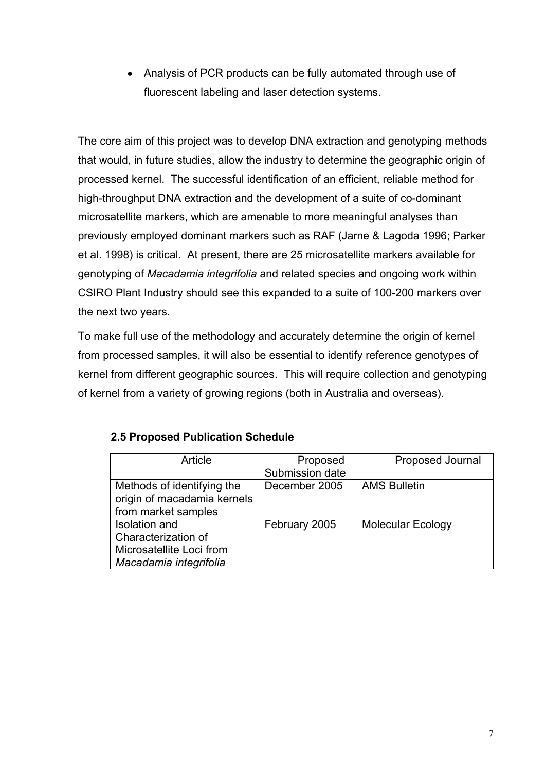- Analysis of PCR products can be fully automated through use of fluorescent labeling and laser detection systems.

The core aim of this project was to develop DNA extraction and genotyping methods that would, in future studies, allow the industry to determine the geographic origin of processed kernel. The successful identification of an efficient, reliable method for high-throughput DNA extraction and the development of a suite of co-dominant microsatellite markers, which are amenable to more meaningful analyses than previously employed dominant markers such as RAF (Jarne & Lagoda 1996; Parker et al. 1998) is critical. At present, there are 25 microsatellite markers available for genotyping of *Macadamia integrifolia* and related species and ongoing work within CSIRO Plant Industry should see this expanded to a suite of 100-200 markers over the next two years.

To make full use of the methodology and accurately determine the origin of kernel from processed samples, it will also be essential to identify reference genotypes of kernel from different geographic sources. This will require collection and genotyping of kernel from a variety of growing regions (both in Australia and overseas).

### 2.5 Proposed Publication Schedule

| Article | Proposed Submission date | Proposed Journal |
|---|---|---|
| Methods of identifying the origin of macadamia kernels from market samples | December 2005 | AMS Bulletin |
| Isolation and Characterization of Microsatellite Loci from *Macadamia integrifolia* | February 2005 | Molecular Ecology |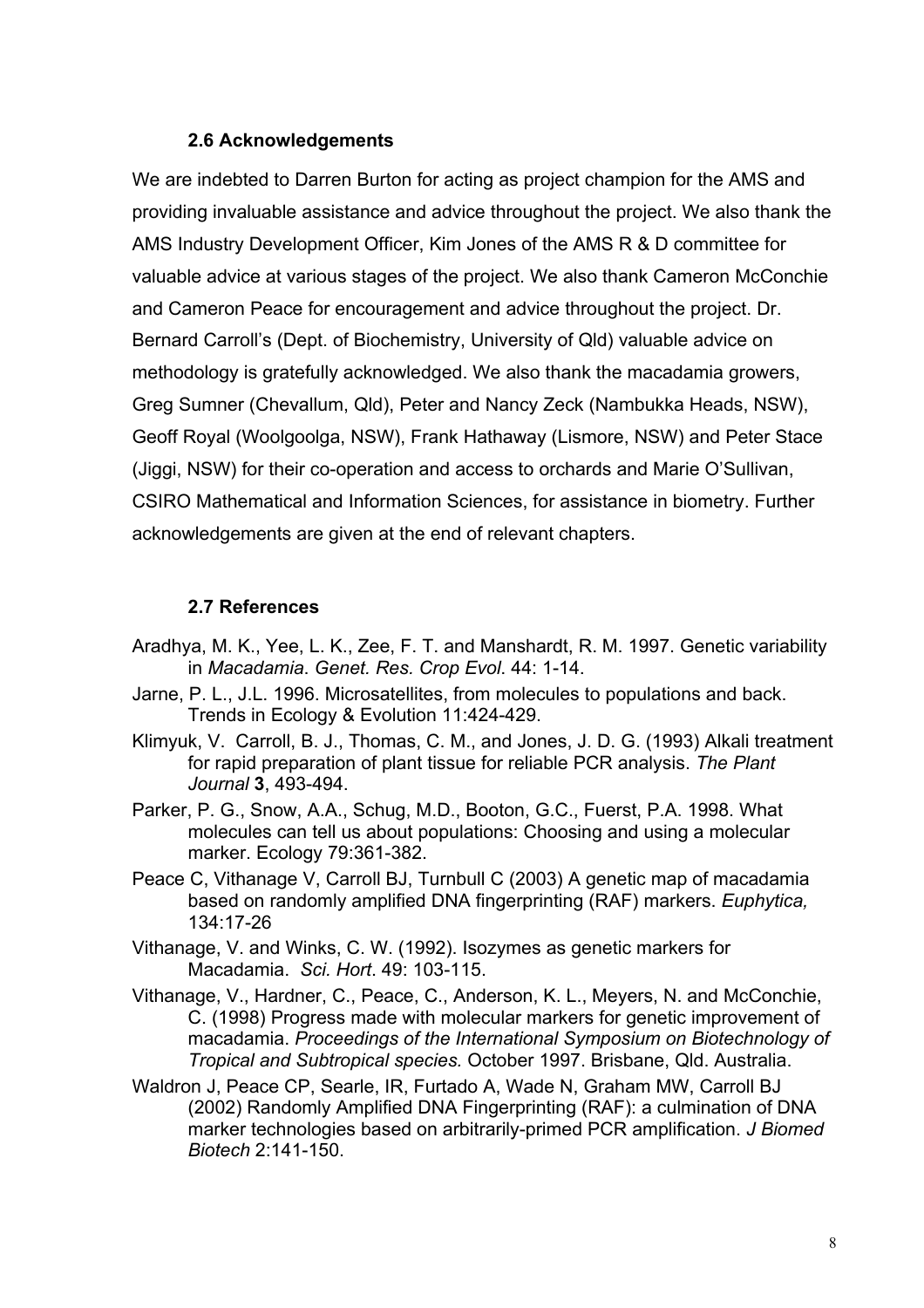### 2.6 Acknowledgements

We are indebted to Darren Burton for acting as project champion for the AMS and providing invaluable assistance and advice throughout the project. We also thank the AMS Industry Development Officer, Kim Jones of the AMS R & D committee for valuable advice at various stages of the project. We also thank Cameron McConchie and Cameron Peace for encouragement and advice throughout the project. Dr. Bernard Carroll's (Dept. of Biochemistry, University of Qld) valuable advice on methodology is gratefully acknowledged. We also thank the macadamia growers, Greg Sumner (Chevallum, Qld), Peter and Nancy Zeck (Nambukka Heads, NSW), Geoff Royal (Woolgoolga, NSW), Frank Hathaway (Lismore, NSW) and Peter Stace (Jiggi, NSW) for their co-operation and access to orchards and Marie O'Sullivan, CSIRO Mathematical and Information Sciences, for assistance in biometry. Further acknowledgements are given at the end of relevant chapters.

### 2.7 References

Aradhya, M. K., Yee, L. K., Zee, F. T. and Manshardt, R. M. 1997. Genetic variability in *Macadamia*. *Genet. Res. Crop Evol*. 44: 1-14.

Jarne, P. L., J.L. 1996. Microsatellites, from molecules to populations and back. Trends in Ecology & Evolution 11:424-429.

Klimyuk, V. Carroll, B. J., Thomas, C. M., and Jones, J. D. G. (1993) Alkali treatment for rapid preparation of plant tissue for reliable PCR analysis. *The Plant Journal* **3**, 493-494.

Parker, P. G., Snow, A.A., Schug, M.D., Booton, G.C., Fuerst, P.A. 1998. What molecules can tell us about populations: Choosing and using a molecular marker. Ecology 79:361-382.

Peace C, Vithanage V, Carroll BJ, Turnbull C (2003) A genetic map of macadamia based on randomly amplified DNA fingerprinting (RAF) markers. *Euphytica,* 134:17-26

Vithanage, V. and Winks, C. W. (1992). Isozymes as genetic markers for Macadamia. *Sci. Hort*. 49: 103-115.

Vithanage, V., Hardner, C., Peace, C., Anderson, K. L., Meyers, N. and McConchie, C. (1998) Progress made with molecular markers for genetic improvement of macadamia. *Proceedings of the International Symposium on Biotechnology of Tropical and Subtropical species.* October 1997. Brisbane, Qld. Australia.

Waldron J, Peace CP, Searle, IR, Furtado A, Wade N, Graham MW, Carroll BJ (2002) Randomly Amplified DNA Fingerprinting (RAF): a culmination of DNA marker technologies based on arbitrarily-primed PCR amplification. *J Biomed Biotech* 2:141-150.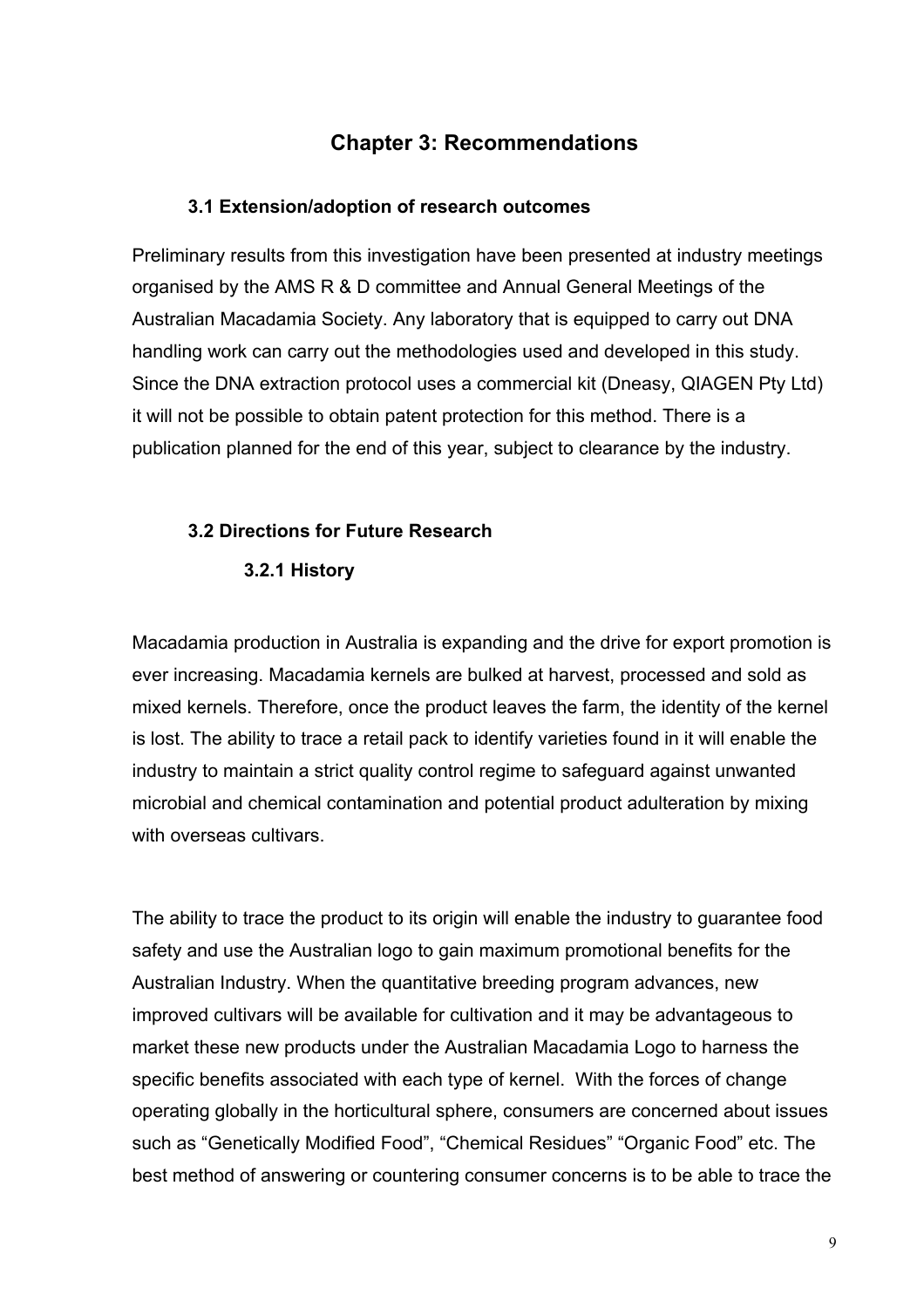# Chapter 3: Recommendations

## 3.1 Extension/adoption of research outcomes

Preliminary results from this investigation have been presented at industry meetings organised by the AMS R & D committee and Annual General Meetings of the Australian Macadamia Society. Any laboratory that is equipped to carry out DNA handling work can carry out the methodologies used and developed in this study. Since the DNA extraction protocol uses a commercial kit (Dneasy, QIAGEN Pty Ltd) it will not be possible to obtain patent protection for this method. There is a publication planned for the end of this year, subject to clearance by the industry.

## 3.2 Directions for Future Research

### 3.2.1 History

Macadamia production in Australia is expanding and the drive for export promotion is ever increasing. Macadamia kernels are bulked at harvest, processed and sold as mixed kernels. Therefore, once the product leaves the farm, the identity of the kernel is lost. The ability to trace a retail pack to identify varieties found in it will enable the industry to maintain a strict quality control regime to safeguard against unwanted microbial and chemical contamination and potential product adulteration by mixing with overseas cultivars.

The ability to trace the product to its origin will enable the industry to guarantee food safety and use the Australian logo to gain maximum promotional benefits for the Australian Industry. When the quantitative breeding program advances, new improved cultivars will be available for cultivation and it may be advantageous to market these new products under the Australian Macadamia Logo to harness the specific benefits associated with each type of kernel. With the forces of change operating globally in the horticultural sphere, consumers are concerned about issues such as "Genetically Modified Food", "Chemical Residues" "Organic Food" etc. The best method of answering or countering consumer concerns is to be able to trace the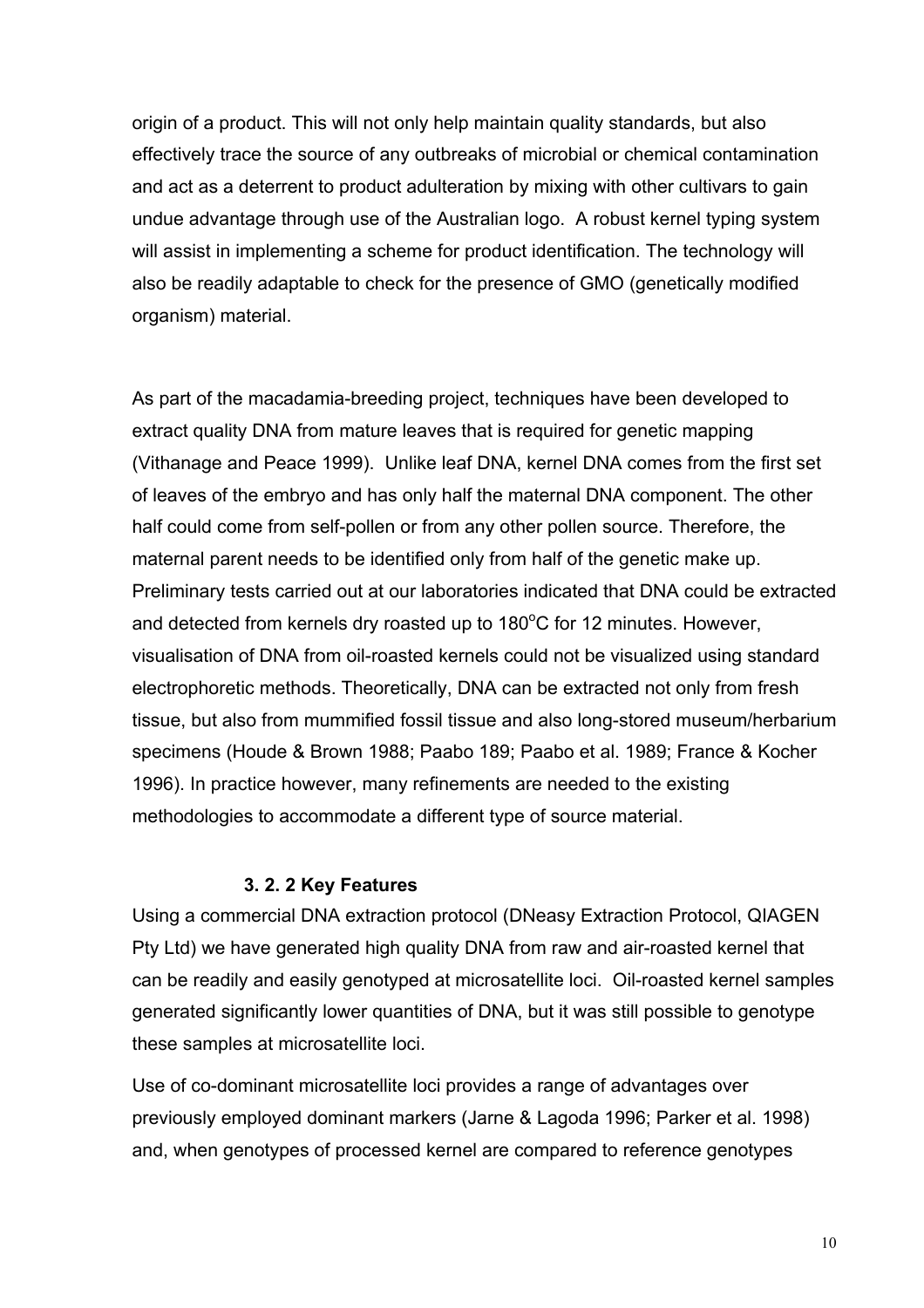origin of a product. This will not only help maintain quality standards, but also effectively trace the source of any outbreaks of microbial or chemical contamination and act as a deterrent to product adulteration by mixing with other cultivars to gain undue advantage through use of the Australian logo. A robust kernel typing system will assist in implementing a scheme for product identification. The technology will also be readily adaptable to check for the presence of GMO (genetically modified organism) material.

As part of the macadamia-breeding project, techniques have been developed to extract quality DNA from mature leaves that is required for genetic mapping (Vithanage and Peace 1999). Unlike leaf DNA, kernel DNA comes from the first set of leaves of the embryo and has only half the maternal DNA component. The other half could come from self-pollen or from any other pollen source. Therefore, the maternal parent needs to be identified only from half of the genetic make up. Preliminary tests carried out at our laboratories indicated that DNA could be extracted and detected from kernels dry roasted up to 180$^{o}$C for 12 minutes. However, visualisation of DNA from oil-roasted kernels could not be visualized using standard electrophoretic methods. Theoretically, DNA can be extracted not only from fresh tissue, but also from mummified fossil tissue and also long-stored museum/herbarium specimens (Houde & Brown 1988; Paabo 189; Paabo et al. 1989; France & Kocher 1996). In practice however, many refinements are needed to the existing methodologies to accommodate a different type of source material.

### 3. 2. 2 Key Features

Using a commercial DNA extraction protocol (DNeasy Extraction Protocol, QIAGEN Pty Ltd) we have generated high quality DNA from raw and air-roasted kernel that can be readily and easily genotyped at microsatellite loci. Oil-roasted kernel samples generated significantly lower quantities of DNA, but it was still possible to genotype these samples at microsatellite loci.

Use of co-dominant microsatellite loci provides a range of advantages over previously employed dominant markers (Jarne & Lagoda 1996; Parker et al. 1998) and, when genotypes of processed kernel are compared to reference genotypes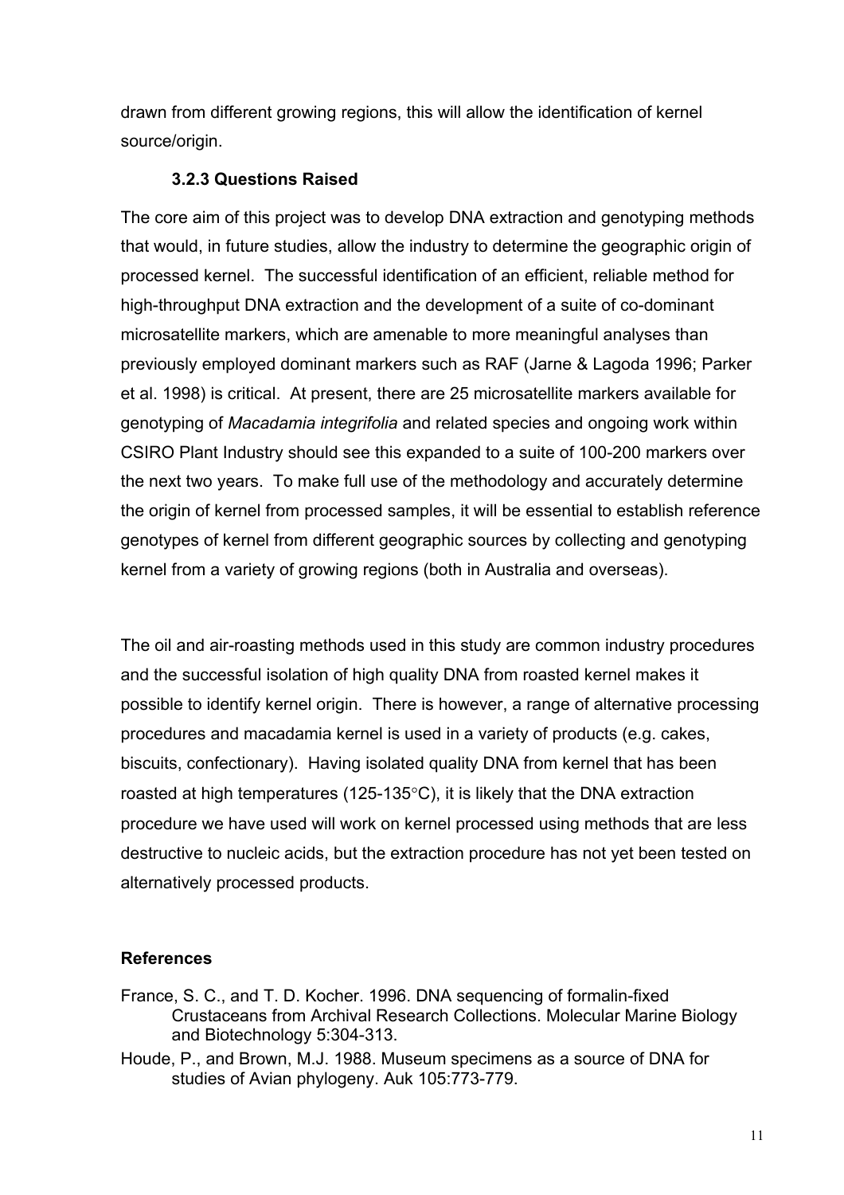drawn from different growing regions, this will allow the identification of kernel source/origin.

### 3.2.3 Questions Raised

The core aim of this project was to develop DNA extraction and genotyping methods that would, in future studies, allow the industry to determine the geographic origin of processed kernel. The successful identification of an efficient, reliable method for high-throughput DNA extraction and the development of a suite of co-dominant microsatellite markers, which are amenable to more meaningful analyses than previously employed dominant markers such as RAF (Jarne & Lagoda 1996; Parker et al. 1998) is critical. At present, there are 25 microsatellite markers available for genotyping of *Macadamia integrifolia* and related species and ongoing work within CSIRO Plant Industry should see this expanded to a suite of 100-200 markers over the next two years. To make full use of the methodology and accurately determine the origin of kernel from processed samples, it will be essential to establish reference genotypes of kernel from different geographic sources by collecting and genotyping kernel from a variety of growing regions (both in Australia and overseas).

The oil and air-roasting methods used in this study are common industry procedures and the successful isolation of high quality DNA from roasted kernel makes it possible to identify kernel origin. There is however, a range of alternative processing procedures and macadamia kernel is used in a variety of products (e.g. cakes, biscuits, confectionary). Having isolated quality DNA from kernel that has been roasted at high temperatures (125-135°C), it is likely that the DNA extraction procedure we have used will work on kernel processed using methods that are less destructive to nucleic acids, but the extraction procedure has not yet been tested on alternatively processed products.

**References**

France, S. C., and T. D. Kocher. 1996. DNA sequencing of formalin-fixed Crustaceans from Archival Research Collections. Molecular Marine Biology and Biotechnology 5:304-313.

Houde, P., and Brown, M.J. 1988. Museum specimens as a source of DNA for studies of Avian phylogeny. Auk 105:773-779.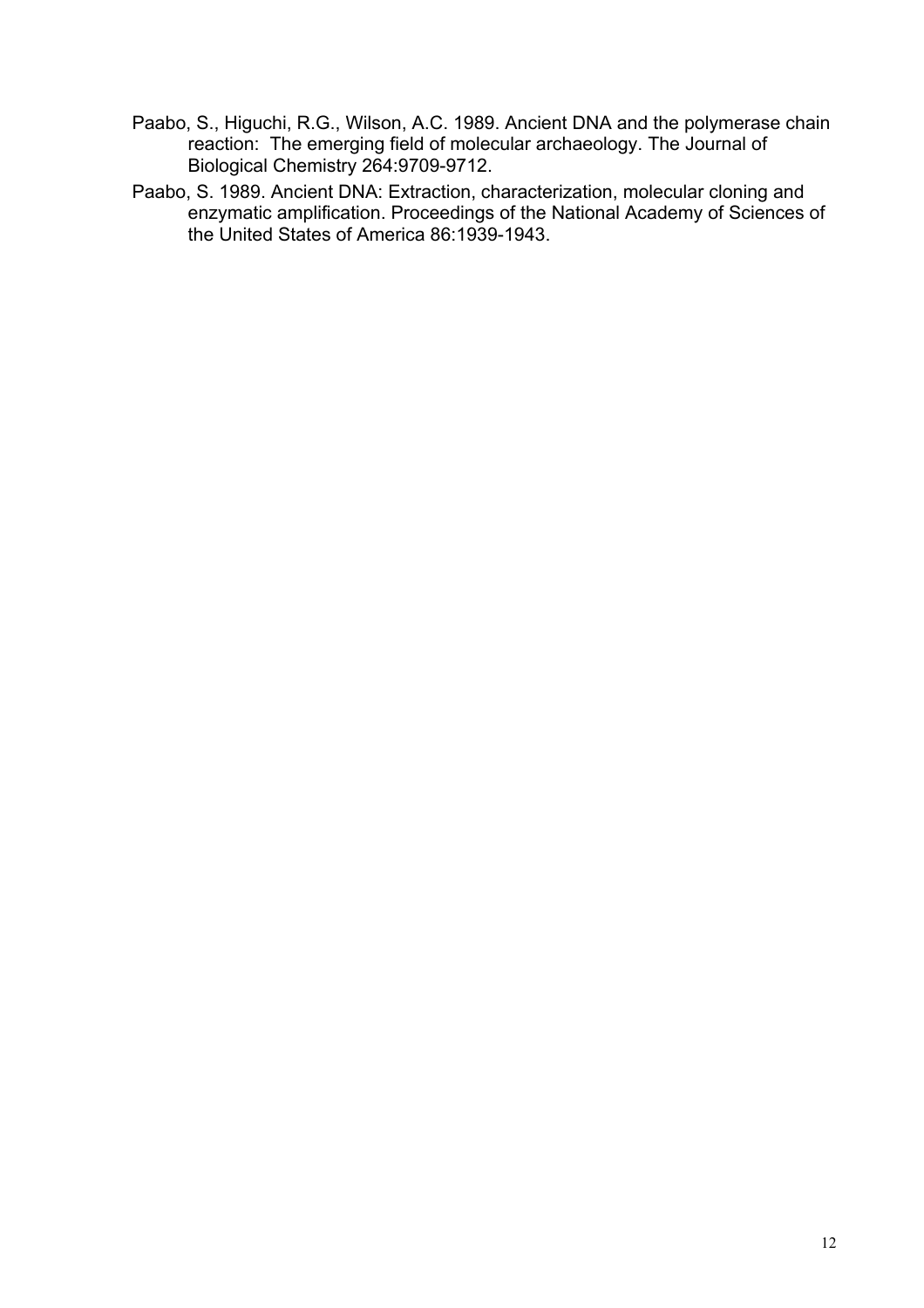Paabo, S., Higuchi, R.G., Wilson, A.C. 1989. Ancient DNA and the polymerase chain reaction: The emerging field of molecular archaeology. The Journal of Biological Chemistry 264:9709-9712.

Paabo, S. 1989. Ancient DNA: Extraction, characterization, molecular cloning and enzymatic amplification. Proceedings of the National Academy of Sciences of the United States of America 86:1939-1943.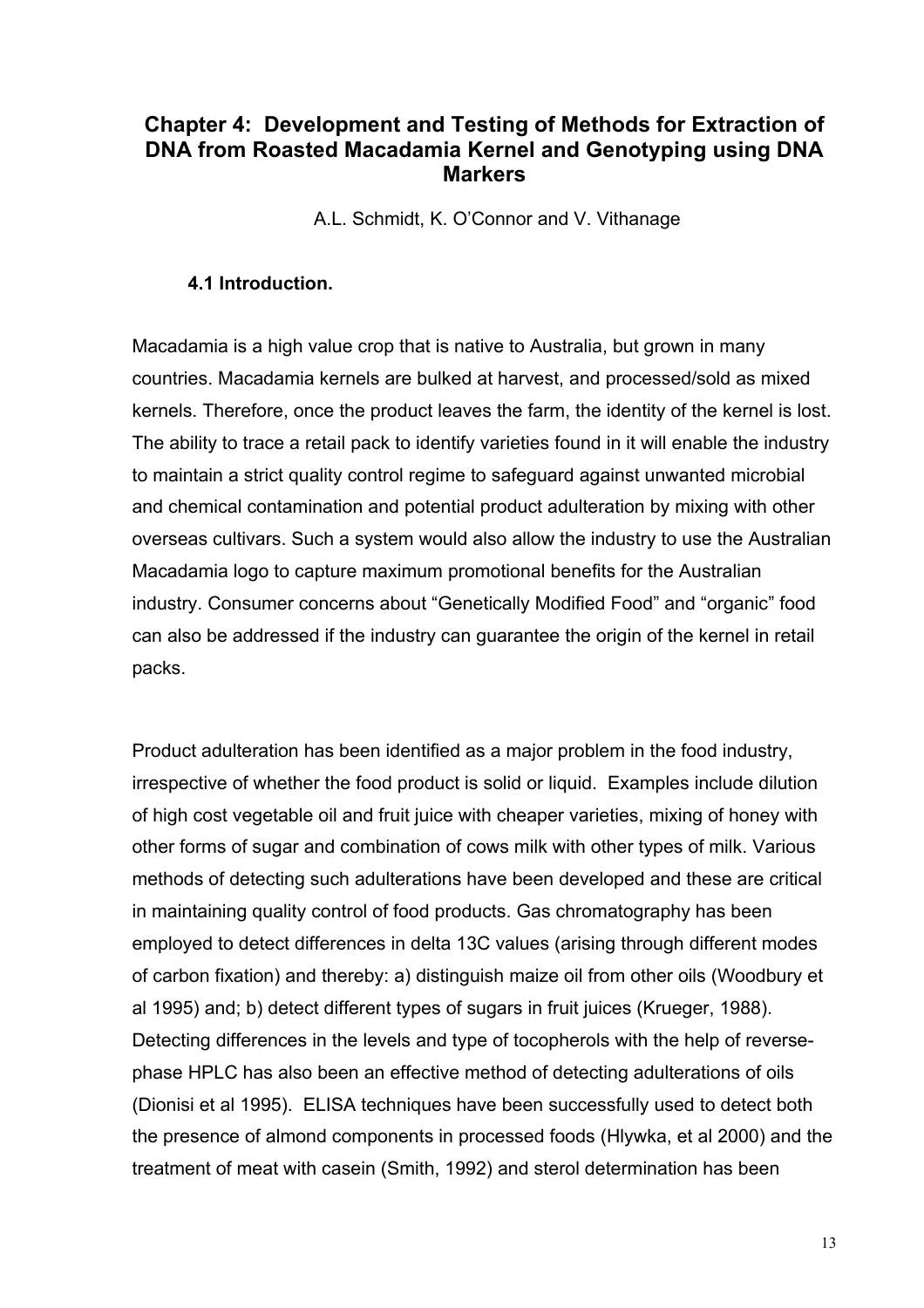# Chapter 4: Development and Testing of Methods for Extraction of DNA from Roasted Macadamia Kernel and Genotyping using DNA Markers

A.L. Schmidt, K. O'Connor and V. Vithanage

## 4.1 Introduction.

Macadamia is a high value crop that is native to Australia, but grown in many countries. Macadamia kernels are bulked at harvest, and processed/sold as mixed kernels. Therefore, once the product leaves the farm, the identity of the kernel is lost. The ability to trace a retail pack to identify varieties found in it will enable the industry to maintain a strict quality control regime to safeguard against unwanted microbial and chemical contamination and potential product adulteration by mixing with other overseas cultivars. Such a system would also allow the industry to use the Australian Macadamia logo to capture maximum promotional benefits for the Australian industry. Consumer concerns about "Genetically Modified Food" and "organic" food can also be addressed if the industry can guarantee the origin of the kernel in retail packs.

Product adulteration has been identified as a major problem in the food industry, irrespective of whether the food product is solid or liquid. Examples include dilution of high cost vegetable oil and fruit juice with cheaper varieties, mixing of honey with other forms of sugar and combination of cows milk with other types of milk. Various methods of detecting such adulterations have been developed and these are critical in maintaining quality control of food products. Gas chromatography has been employed to detect differences in delta 13C values (arising through different modes of carbon fixation) and thereby: a) distinguish maize oil from other oils (Woodbury et al 1995) and; b) detect different types of sugars in fruit juices (Krueger, 1988). Detecting differences in the levels and type of tocopherols with the help of reverse-phase HPLC has also been an effective method of detecting adulterations of oils (Dionisi et al 1995). ELISA techniques have been successfully used to detect both the presence of almond components in processed foods (Hlywka, et al 2000) and the treatment of meat with casein (Smith, 1992) and sterol determination has been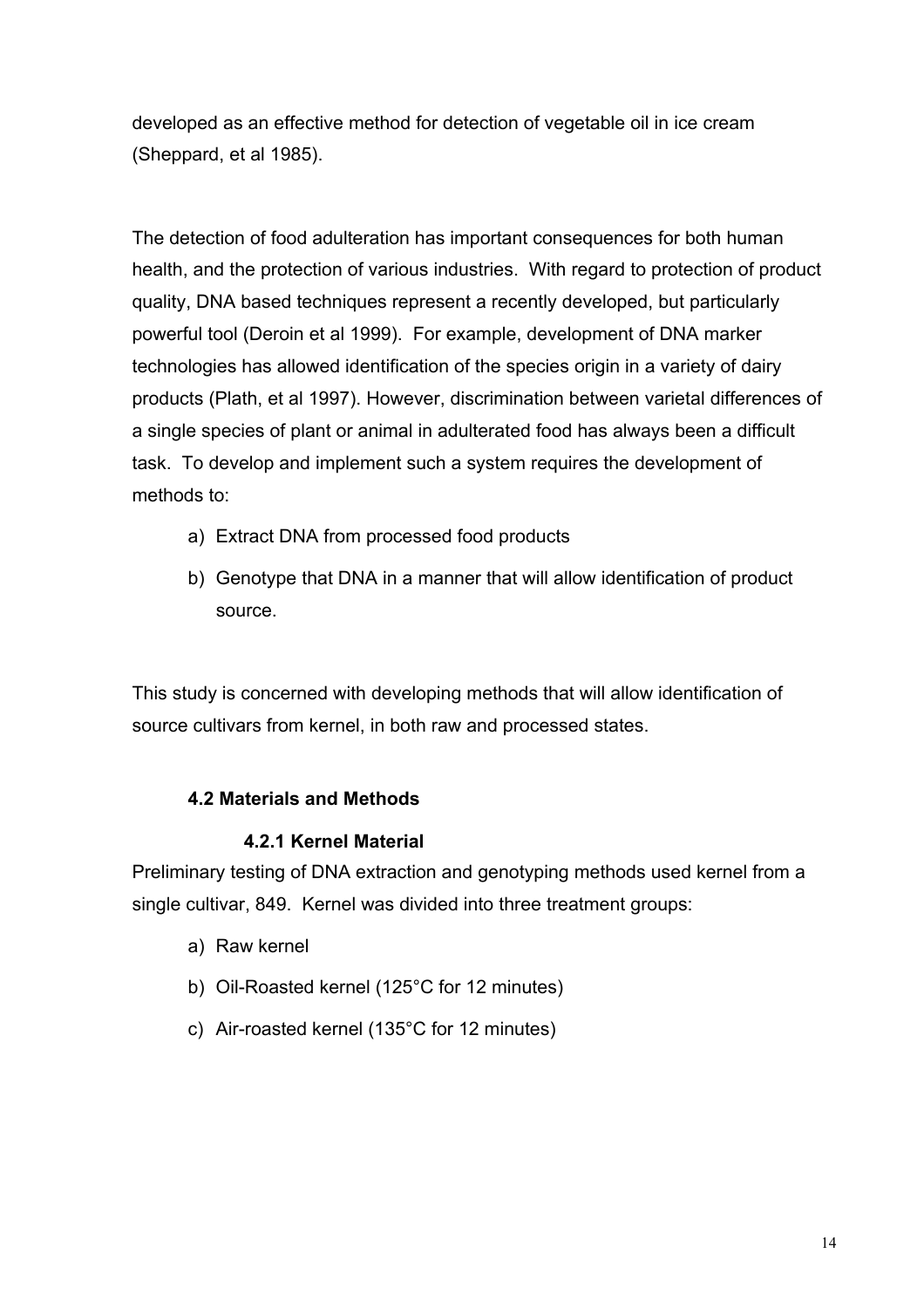developed as an effective method for detection of vegetable oil in ice cream (Sheppard, et al 1985).

The detection of food adulteration has important consequences for both human health, and the protection of various industries. With regard to protection of product quality, DNA based techniques represent a recently developed, but particularly powerful tool (Deroin et al 1999). For example, development of DNA marker technologies has allowed identification of the species origin in a variety of dairy products (Plath, et al 1997). However, discrimination between varietal differences of a single species of plant or animal in adulterated food has always been a difficult task. To develop and implement such a system requires the development of methods to:

a) Extract DNA from processed food products
b) Genotype that DNA in a manner that will allow identification of product source.

This study is concerned with developing methods that will allow identification of source cultivars from kernel, in both raw and processed states.

## 4.2 Materials and Methods

### 4.2.1 Kernel Material

Preliminary testing of DNA extraction and genotyping methods used kernel from a single cultivar, 849. Kernel was divided into three treatment groups:

a) Raw kernel
b) Oil-Roasted kernel (125°C for 12 minutes)
c) Air-roasted kernel (135°C for 12 minutes)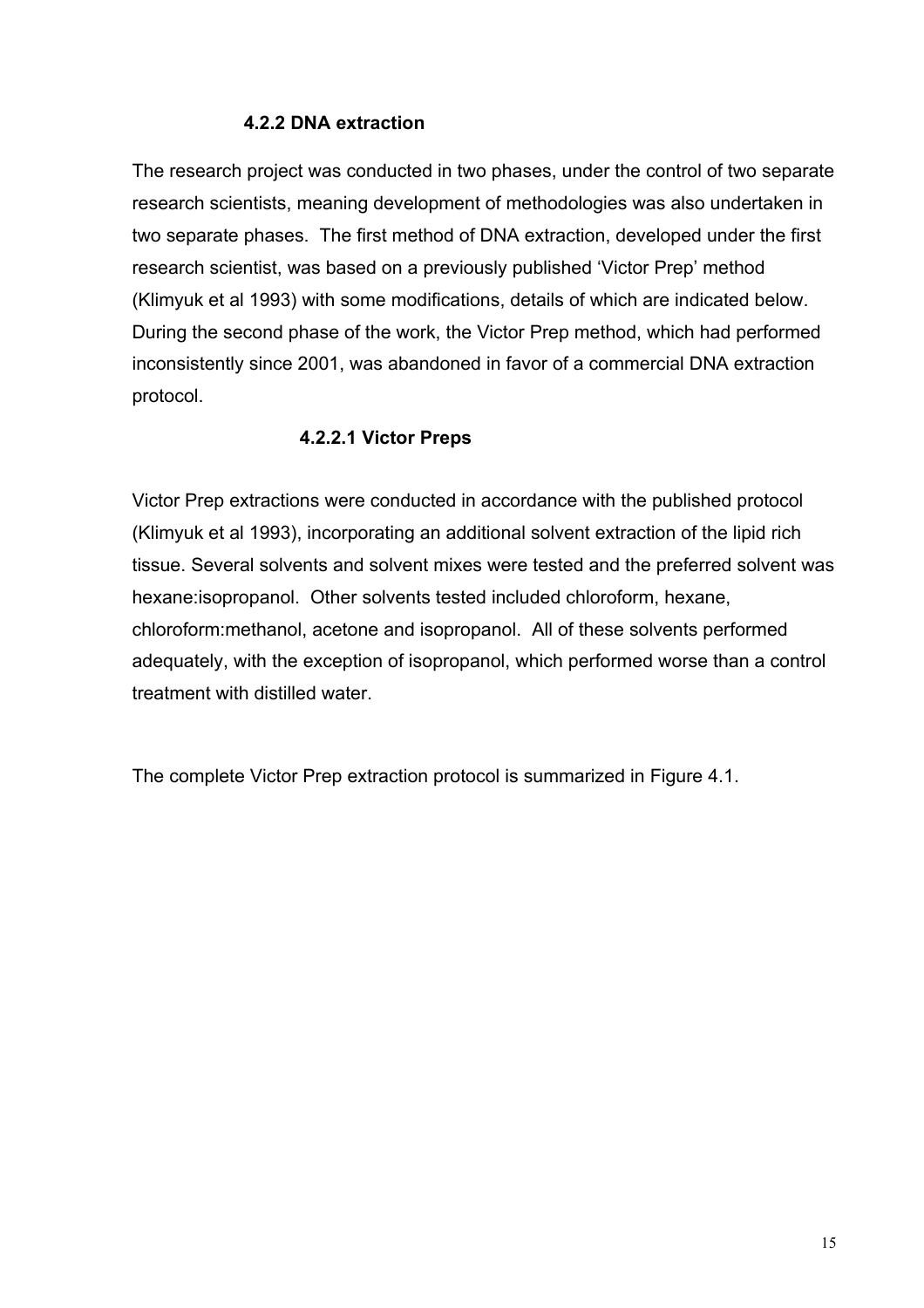### 4.2.2 DNA extraction

The research project was conducted in two phases, under the control of two separate research scientists, meaning development of methodologies was also undertaken in two separate phases. The first method of DNA extraction, developed under the first research scientist, was based on a previously published 'Victor Prep' method (Klimyuk et al 1993) with some modifications, details of which are indicated below. During the second phase of the work, the Victor Prep method, which had performed inconsistently since 2001, was abandoned in favor of a commercial DNA extraction protocol.

#### 4.2.2.1 Victor Preps

Victor Prep extractions were conducted in accordance with the published protocol (Klimyuk et al 1993), incorporating an additional solvent extraction of the lipid rich tissue. Several solvents and solvent mixes were tested and the preferred solvent was hexane:isopropanol. Other solvents tested included chloroform, hexane, chloroform:methanol, acetone and isopropanol. All of these solvents performed adequately, with the exception of isopropanol, which performed worse than a control treatment with distilled water.

The complete Victor Prep extraction protocol is summarized in Figure 4.1.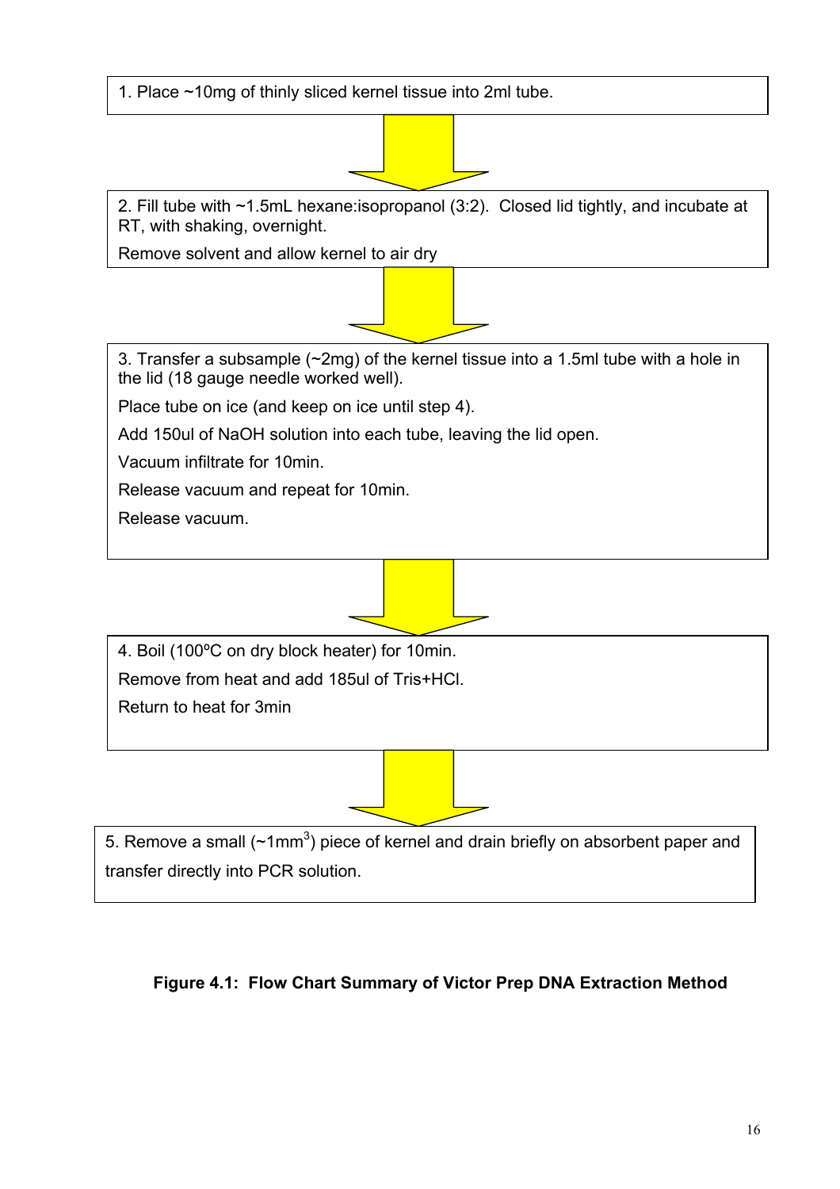1. Place ~10mg of thinly sliced kernel tissue into 2ml tube.

2. Fill tube with ~1.5mL hexane:isopropanol (3:2). Closed lid tightly, and incubate at RT, with shaking, overnight.

   Remove solvent and allow kernel to air dry

3. Transfer a subsample (~2mg) of the kernel tissue into a 1.5ml tube with a hole in the lid (18 gauge needle worked well).

   Place tube on ice (and keep on ice until step 4).

   Add 150ul of NaOH solution into each tube, leaving the lid open.

   Vacuum infiltrate for 10min.

   Release vacuum and repeat for 10min.

   Release vacuum.

4. Boil (100ºC on dry block heater) for 10min.

   Remove from heat and add 185ul of Tris+HCl.

   Return to heat for 3min

5. Remove a small (~1mm$^3$) piece of kernel and drain briefly on absorbent paper and transfer directly into PCR solution.

**Figure 4.1: Flow Chart Summary of Victor Prep DNA Extraction Method**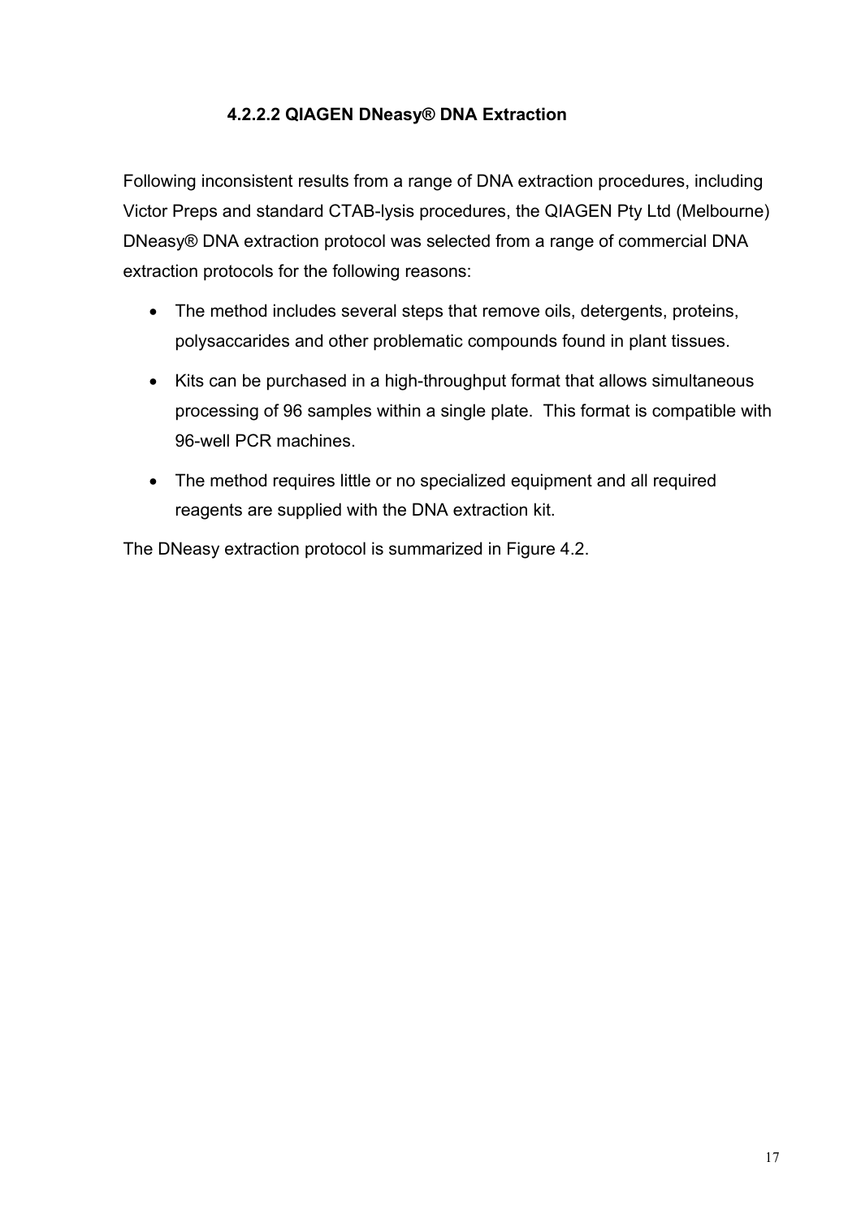#### 4.2.2.2 QIAGEN DNeasy® DNA Extraction

Following inconsistent results from a range of DNA extraction procedures, including Victor Preps and standard CTAB-lysis procedures, the QIAGEN Pty Ltd (Melbourne) DNeasy® DNA extraction protocol was selected from a range of commercial DNA extraction protocols for the following reasons:

- The method includes several steps that remove oils, detergents, proteins, polysaccarides and other problematic compounds found in plant tissues.
- Kits can be purchased in a high-throughput format that allows simultaneous processing of 96 samples within a single plate. This format is compatible with 96-well PCR machines.
- The method requires little or no specialized equipment and all required reagents are supplied with the DNA extraction kit.

The DNeasy extraction protocol is summarized in Figure 4.2.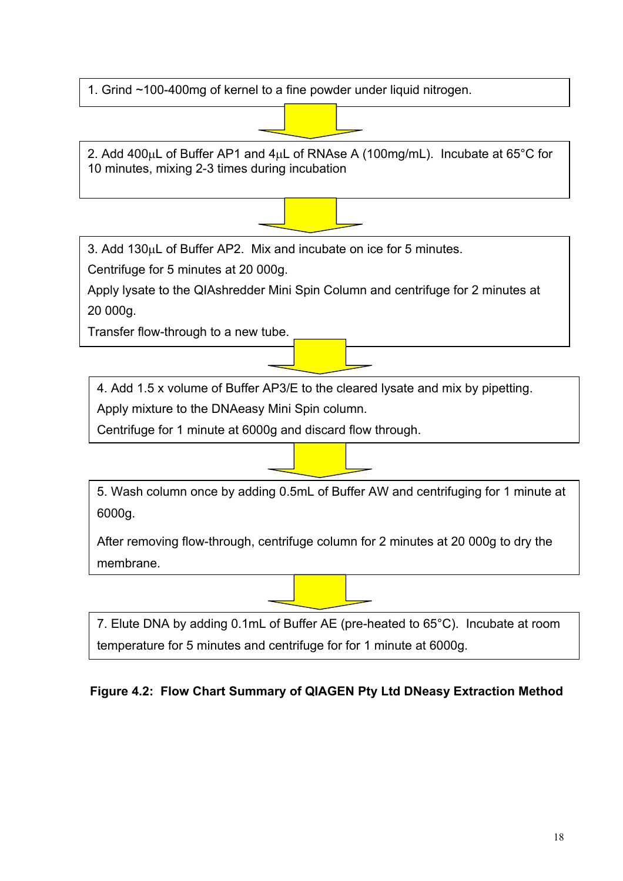1. Grind ~100-400mg of kernel to a fine powder under liquid nitrogen.

↓

2. Add 400μL of Buffer AP1 and 4μL of RNAse A (100mg/mL). Incubate at 65°C for 10 minutes, mixing 2-3 times during incubation

↓

3. Add 130μL of Buffer AP2. Mix and incubate on ice for 5 minutes.

Centrifuge for 5 minutes at 20 000g.

Apply lysate to the QIAshredder Mini Spin Column and centrifuge for 2 minutes at 20 000g.

Transfer flow-through to a new tube.

↓

4. Add 1.5 x volume of Buffer AP3/E to the cleared lysate and mix by pipetting.

Apply mixture to the DNAeasy Mini Spin column.

Centrifuge for 1 minute at 6000g and discard flow through.

↓

5. Wash column once by adding 0.5mL of Buffer AW and centrifuging for 1 minute at 6000g.

After removing flow-through, centrifuge column for 2 minutes at 20 000g to dry the membrane.

↓

7. Elute DNA by adding 0.1mL of Buffer AE (pre-heated to 65°C). Incubate at room temperature for 5 minutes and centrifuge for for 1 minute at 6000g.

**Figure 4.2: Flow Chart Summary of QIAGEN Pty Ltd DNeasy Extraction Method**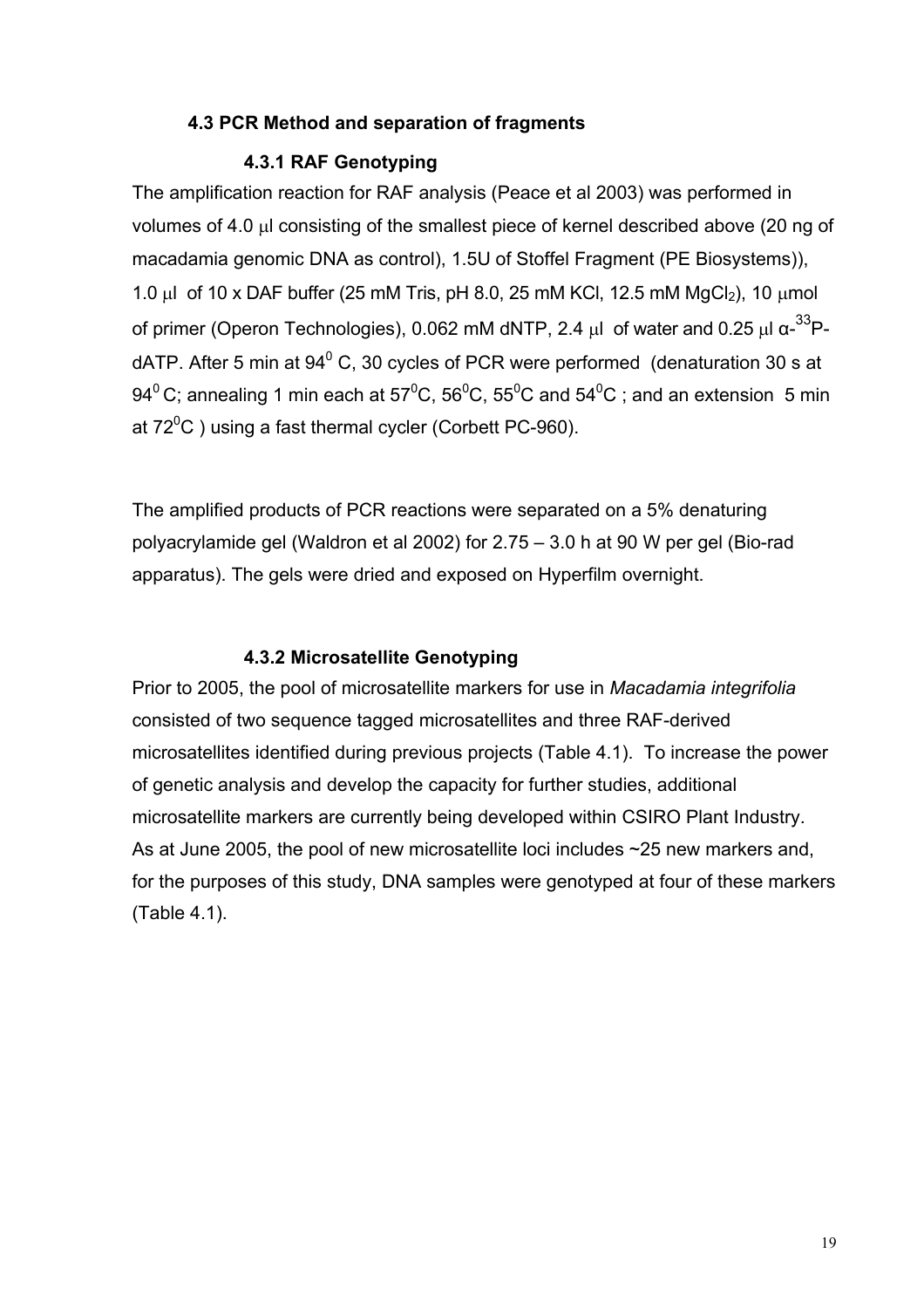### 4.3 PCR Method and separation of fragments

#### 4.3.1 RAF Genotyping

The amplification reaction for RAF analysis (Peace et al 2003) was performed in volumes of 4.0 μl consisting of the smallest piece of kernel described above (20 ng of macadamia genomic DNA as control), 1.5U of Stoffel Fragment (PE Biosystems)), 1.0 μl of 10 x DAF buffer (25 mM Tris, pH 8.0, 25 mM KCl, 12.5 mM $MgCl_2$), 10 μmol of primer (Operon Technologies), 0.062 mM dNTP, 2.4 μl of water and 0.25 μl α-$^{33}$P-dATP. After 5 min at 94$^0$ C, 30 cycles of PCR were performed (denaturation 30 s at 94$^0$ C; annealing 1 min each at 57$^0$C, 56$^0$C, 55$^0$C and 54$^0$C ; and an extension 5 min at 72$^0$C ) using a fast thermal cycler (Corbett PC-960).

The amplified products of PCR reactions were separated on a 5% denaturing polyacrylamide gel (Waldron et al 2002) for 2.75 – 3.0 h at 90 W per gel (Bio-rad apparatus). The gels were dried and exposed on Hyperfilm overnight.

#### 4.3.2 Microsatellite Genotyping

Prior to 2005, the pool of microsatellite markers for use in *Macadamia integrifolia* consisted of two sequence tagged microsatellites and three RAF-derived microsatellites identified during previous projects (Table 4.1). To increase the power of genetic analysis and develop the capacity for further studies, additional microsatellite markers are currently being developed within CSIRO Plant Industry. As at June 2005, the pool of new microsatellite loci includes ~25 new markers and, for the purposes of this study, DNA samples were genotyped at four of these markers (Table 4.1).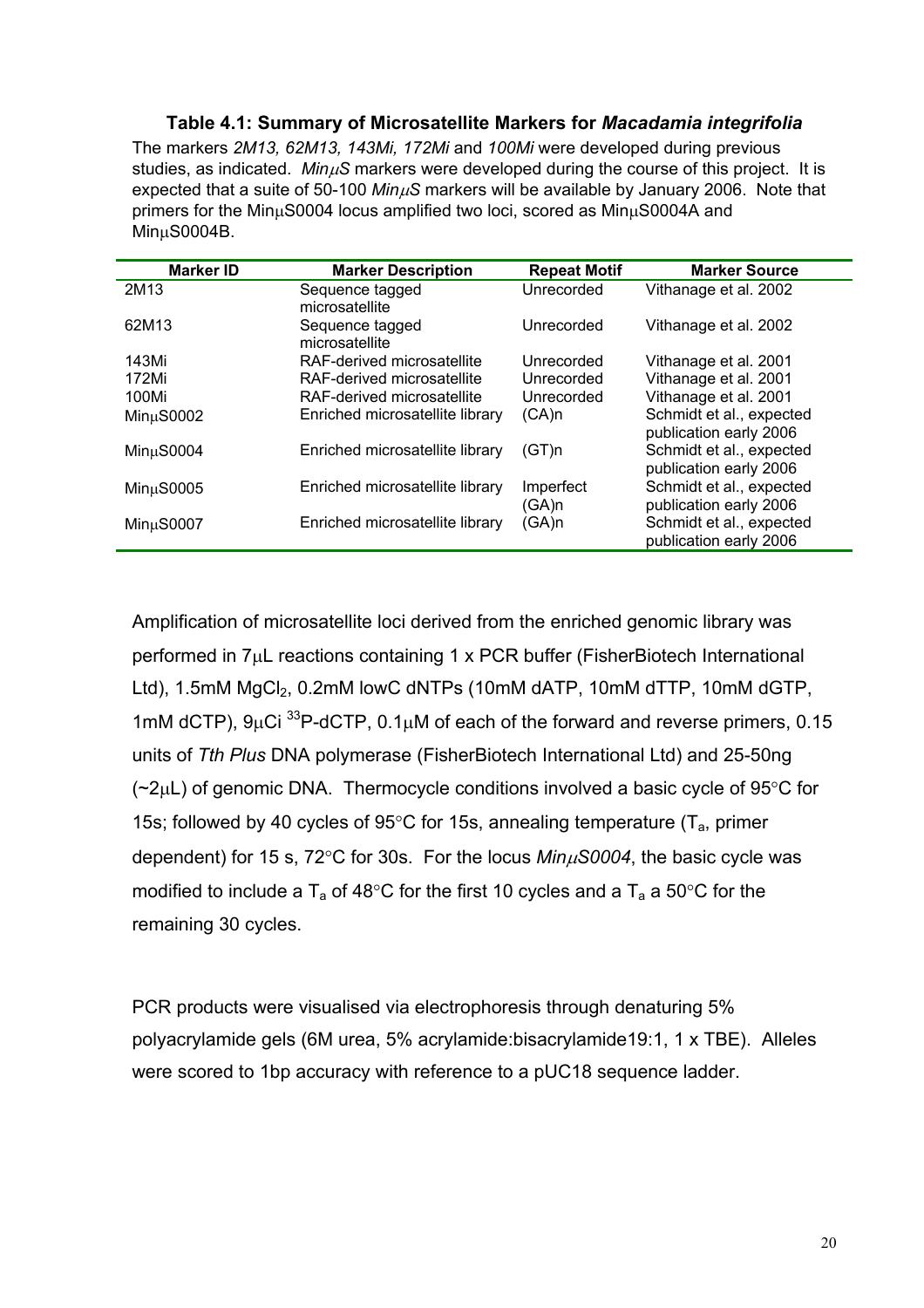**Table 4.1: Summary of Microsatellite Markers for *Macadamia integrifolia***

The markers *2M13, 62M13, 143Mi, 172Mi* and *100Mi* were developed during previous studies, as indicated. *MinμS* markers were developed during the course of this project. It is expected that a suite of 50-100 *MinμS* markers will be available by January 2006. Note that primers for the MinμS0004 locus amplified two loci, scored as MinμS0004A and MinμS0004B.

| Marker ID | Marker Description | Repeat Motif | Marker Source |
|---|---|---|---|
| 2M13 | Sequence tagged microsatellite | Unrecorded | Vithanage et al. 2002 |
| 62M13 | Sequence tagged microsatellite | Unrecorded | Vithanage et al. 2002 |
| 143Mi | RAF-derived microsatellite | Unrecorded | Vithanage et al. 2001 |
| 172Mi | RAF-derived microsatellite | Unrecorded | Vithanage et al. 2001 |
| 100Mi | RAF-derived microsatellite | Unrecorded | Vithanage et al. 2001 |
| MinμS0002 | Enriched microsatellite library | (CA)n | Schmidt et al., expected publication early 2006 |
| MinμS0004 | Enriched microsatellite library | (GT)n | Schmidt et al., expected publication early 2006 |
| MinμS0005 | Enriched microsatellite library | Imperfect (GA)n | Schmidt et al., expected publication early 2006 |
| MinμS0007 | Enriched microsatellite library | (GA)n | Schmidt et al., expected publication early 2006 |

Amplification of microsatellite loci derived from the enriched genomic library was performed in 7μL reactions containing 1 x PCR buffer (FisherBiotech International Ltd), 1.5mM $MgCl_2$, 0.2mM lowC dNTPs (10mM dATP, 10mM dTTP, 10mM dGTP, 1mM dCTP), 9μCi $^{33}$P-dCTP, 0.1μM of each of the forward and reverse primers, 0.15 units of *Tth Plus* DNA polymerase (FisherBiotech International Ltd) and 25-50ng (~2μL) of genomic DNA. Thermocycle conditions involved a basic cycle of 95°C for 15s; followed by 40 cycles of 95°C for 15s, annealing temperature ($T_a$, primer dependent) for 15 s, 72°C for 30s. For the locus *MinμS0004*, the basic cycle was modified to include a $T_a$ of 48°C for the first 10 cycles and a $T_a$ a 50°C for the remaining 30 cycles.

PCR products were visualised via electrophoresis through denaturing 5% polyacrylamide gels (6M urea, 5% acrylamide:bisacrylamide19:1, 1 x TBE). Alleles were scored to 1bp accuracy with reference to a pUC18 sequence ladder.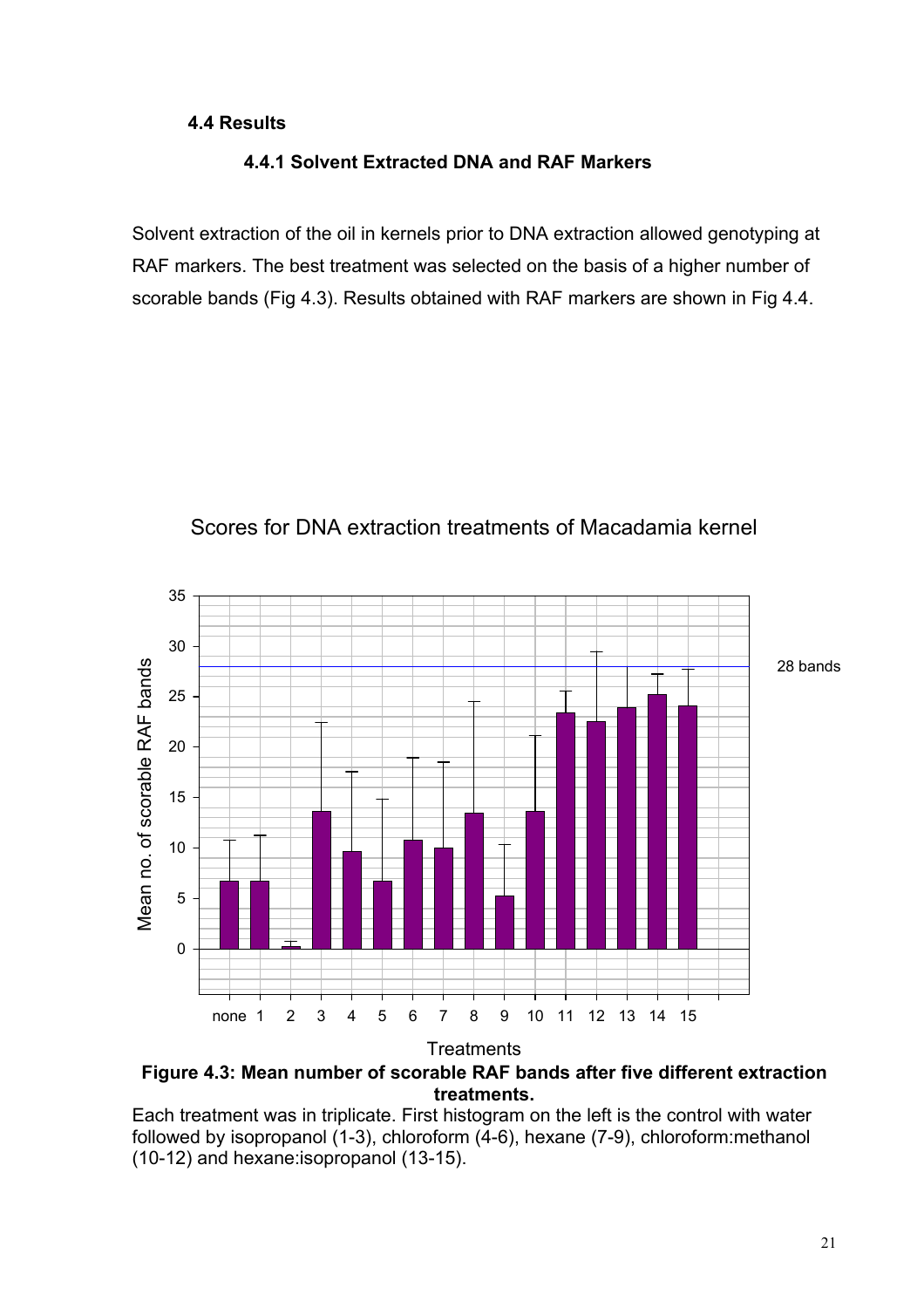### 4.4 Results

#### 4.4.1 Solvent Extracted DNA and RAF Markers

Solvent extraction of the oil in kernels prior to DNA extraction allowed genotyping at RAF markers. The best treatment was selected on the basis of a higher number of scorable bands (Fig 4.3). Results obtained with RAF markers are shown in Fig 4.4.

**Figure 4.3: Mean number of scorable RAF bands after five different extraction treatments.**

Each treatment was in triplicate. First histogram on the left is the control with water followed by isopropanol (1-3), chloroform (4-6), hexane (7-9), chloroform:methanol (10-12) and hexane:isopropanol (13-15).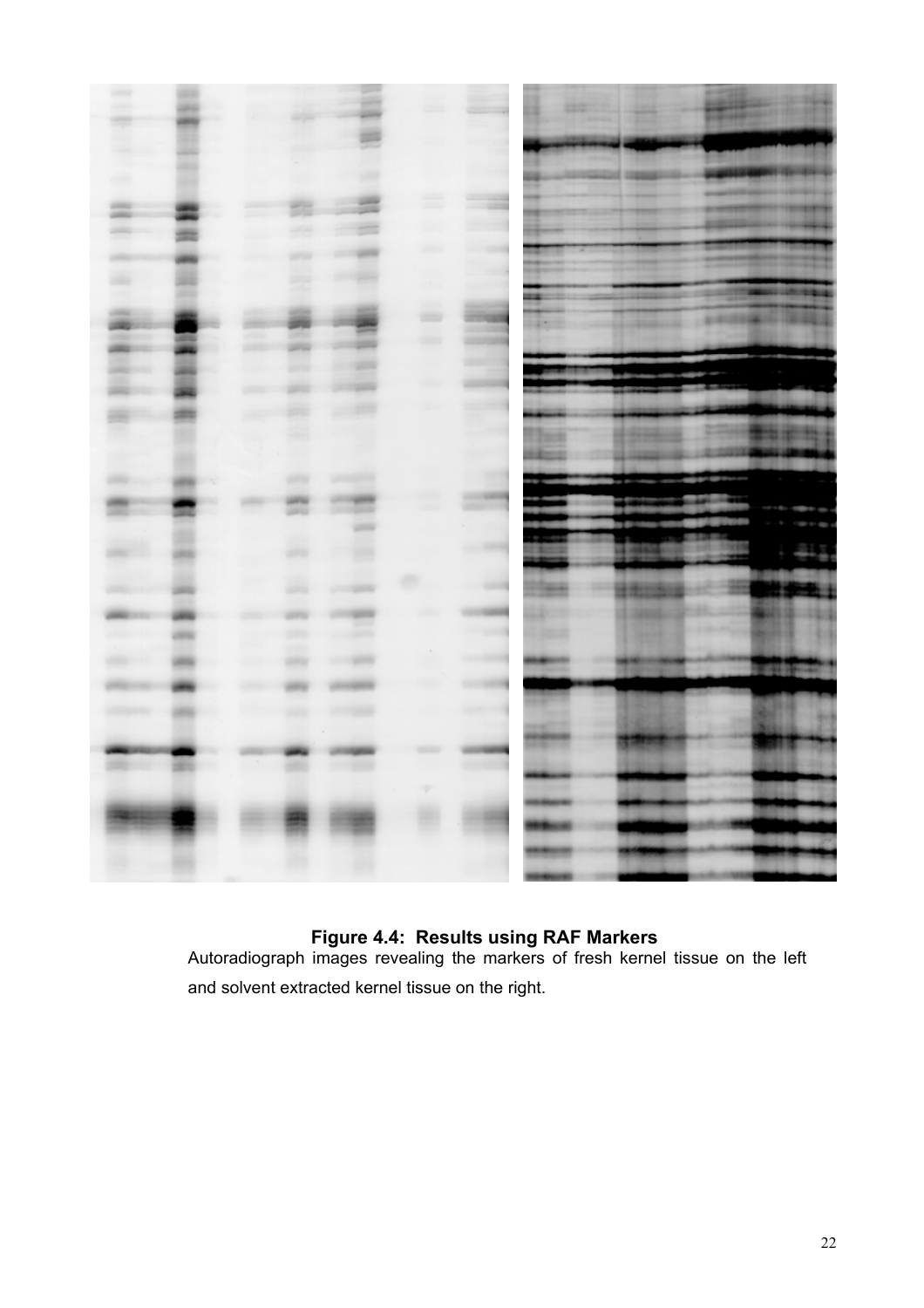**Figure 4.4: Results using RAF Markers**

Autoradiograph images revealing the markers of fresh kernel tissue on the left and solvent extracted kernel tissue on the right.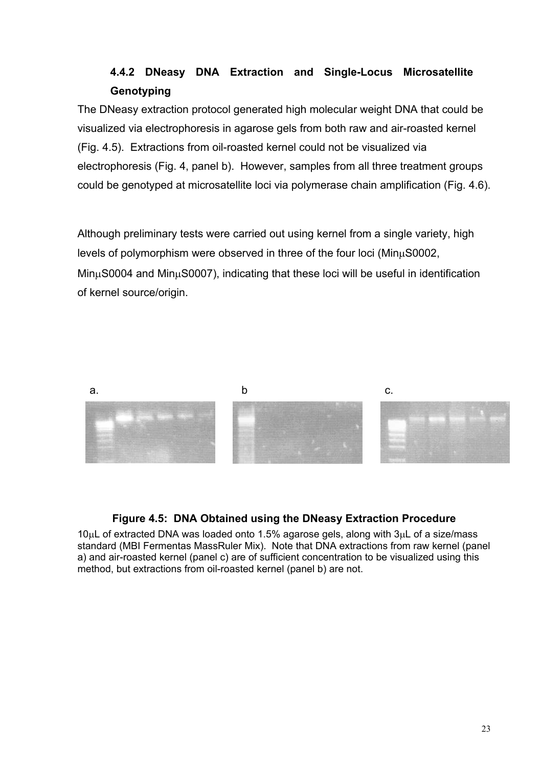### 4.4.2 DNeasy DNA Extraction and Single-Locus Microsatellite Genotyping

The DNeasy extraction protocol generated high molecular weight DNA that could be visualized via electrophoresis in agarose gels from both raw and air-roasted kernel (Fig. 4.5). Extractions from oil-roasted kernel could not be visualized via electrophoresis (Fig. 4, panel b). However, samples from all three treatment groups could be genotyped at microsatellite loci via polymerase chain amplification (Fig. 4.6).

Although preliminary tests were carried out using kernel from a single variety, high levels of polymorphism were observed in three of the four loci (MinμS0002, MinμS0004 and MinμS0007), indicating that these loci will be useful in identification of kernel source/origin.

a. b c.

**Figure 4.5: DNA Obtained using the DNeasy Extraction Procedure**

10μL of extracted DNA was loaded onto 1.5% agarose gels, along with 3μL of a size/mass standard (MBI Fermentas MassRuler Mix). Note that DNA extractions from raw kernel (panel a) and air-roasted kernel (panel c) are of sufficient concentration to be visualized using this method, but extractions from oil-roasted kernel (panel b) are not.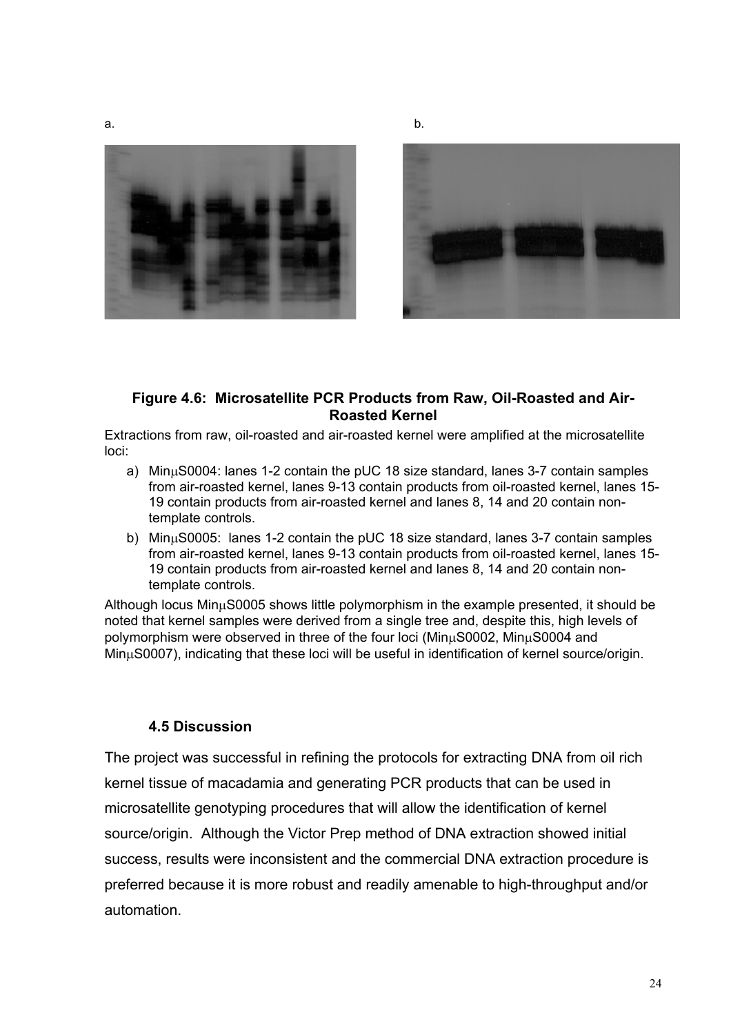a.

b.

**Figure 4.6: Microsatellite PCR Products from Raw, Oil-Roasted and Air-Roasted Kernel**

Extractions from raw, oil-roasted and air-roasted kernel were amplified at the microsatellite loci:

a) MinμS0004: lanes 1-2 contain the pUC 18 size standard, lanes 3-7 contain samples from air-roasted kernel, lanes 9-13 contain products from oil-roasted kernel, lanes 15-19 contain products from air-roasted kernel and lanes 8, 14 and 20 contain non-template controls.

b) MinμS0005: lanes 1-2 contain the pUC 18 size standard, lanes 3-7 contain samples from air-roasted kernel, lanes 9-13 contain products from oil-roasted kernel, lanes 15-19 contain products from air-roasted kernel and lanes 8, 14 and 20 contain non-template controls.

Although locus MinμS0005 shows little polymorphism in the example presented, it should be noted that kernel samples were derived from a single tree and, despite this, high levels of polymorphism were observed in three of the four loci (MinμS0002, MinμS0004 and MinμS0007), indicating that these loci will be useful in identification of kernel source/origin.

### 4.5 Discussion

The project was successful in refining the protocols for extracting DNA from oil rich kernel tissue of macadamia and generating PCR products that can be used in microsatellite genotyping procedures that will allow the identification of kernel source/origin. Although the Victor Prep method of DNA extraction showed initial success, results were inconsistent and the commercial DNA extraction procedure is preferred because it is more robust and readily amenable to high-throughput and/or automation.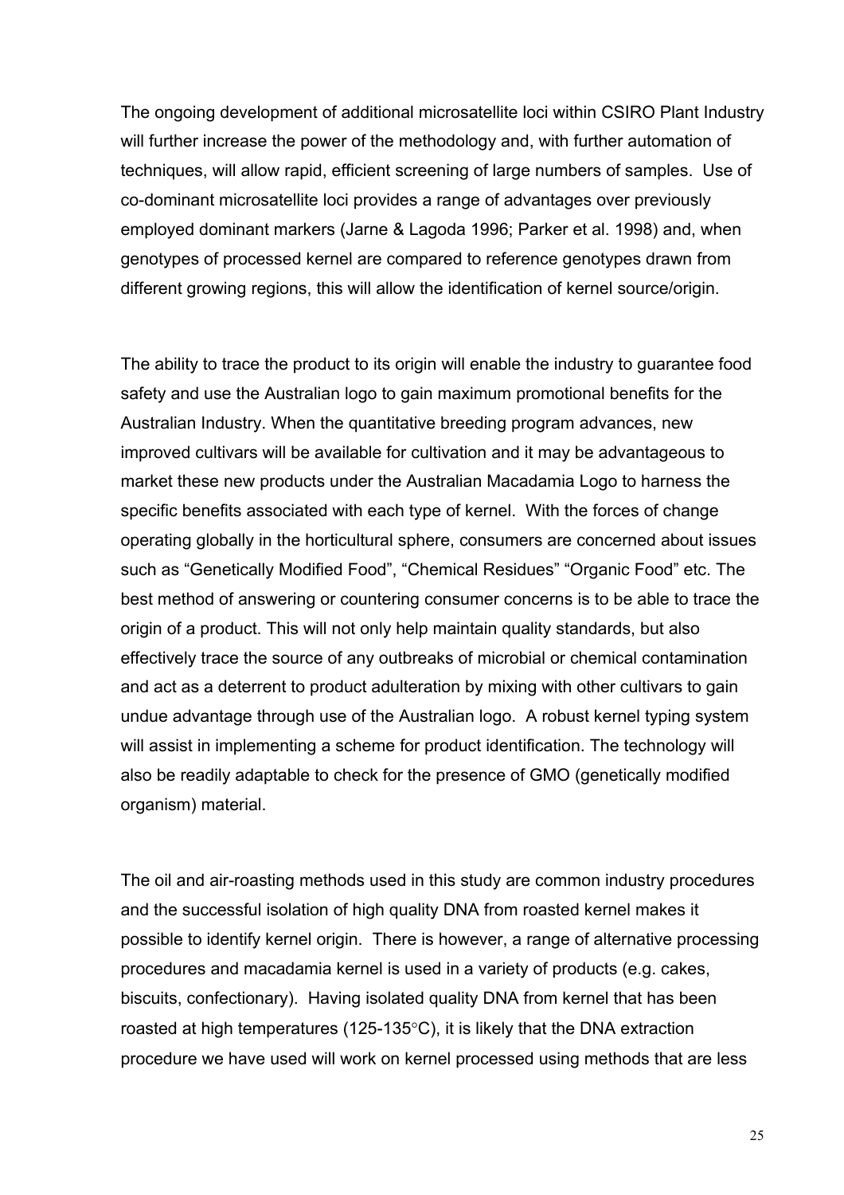The ongoing development of additional microsatellite loci within CSIRO Plant Industry will further increase the power of the methodology and, with further automation of techniques, will allow rapid, efficient screening of large numbers of samples. Use of co-dominant microsatellite loci provides a range of advantages over previously employed dominant markers (Jarne & Lagoda 1996; Parker et al. 1998) and, when genotypes of processed kernel are compared to reference genotypes drawn from different growing regions, this will allow the identification of kernel source/origin.

The ability to trace the product to its origin will enable the industry to guarantee food safety and use the Australian logo to gain maximum promotional benefits for the Australian Industry. When the quantitative breeding program advances, new improved cultivars will be available for cultivation and it may be advantageous to market these new products under the Australian Macadamia Logo to harness the specific benefits associated with each type of kernel. With the forces of change operating globally in the horticultural sphere, consumers are concerned about issues such as "Genetically Modified Food", "Chemical Residues" "Organic Food" etc. The best method of answering or countering consumer concerns is to be able to trace the origin of a product. This will not only help maintain quality standards, but also effectively trace the source of any outbreaks of microbial or chemical contamination and act as a deterrent to product adulteration by mixing with other cultivars to gain undue advantage through use of the Australian logo. A robust kernel typing system will assist in implementing a scheme for product identification. The technology will also be readily adaptable to check for the presence of GMO (genetically modified organism) material.

The oil and air-roasting methods used in this study are common industry procedures and the successful isolation of high quality DNA from roasted kernel makes it possible to identify kernel origin. There is however, a range of alternative processing procedures and macadamia kernel is used in a variety of products (e.g. cakes, biscuits, confectionary). Having isolated quality DNA from kernel that has been roasted at high temperatures (125-135°C), it is likely that the DNA extraction procedure we have used will work on kernel processed using methods that are less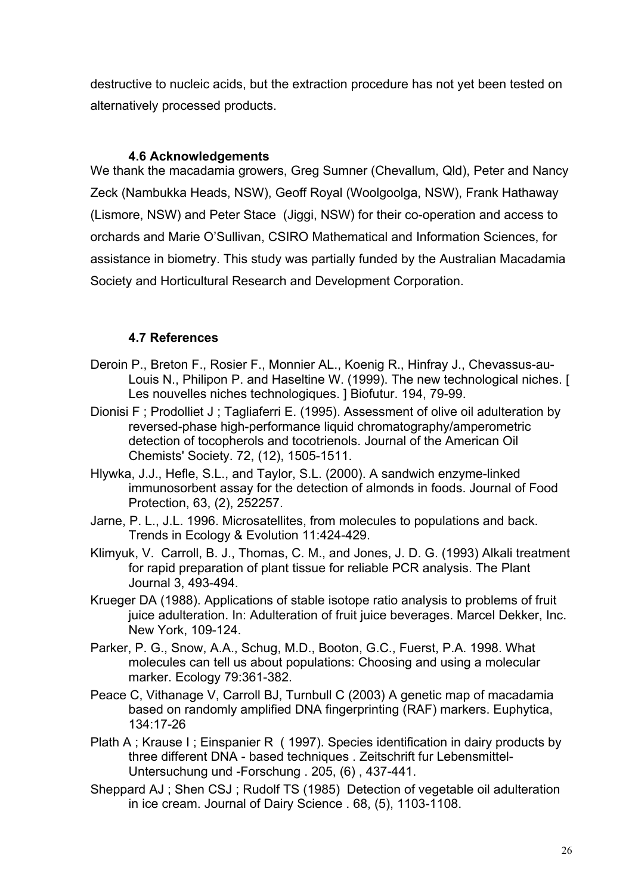destructive to nucleic acids, but the extraction procedure has not yet been tested on alternatively processed products.

### 4.6 Acknowledgements

We thank the macadamia growers, Greg Sumner (Chevallum, Qld), Peter and Nancy Zeck (Nambukka Heads, NSW), Geoff Royal (Woolgoolga, NSW), Frank Hathaway (Lismore, NSW) and Peter Stace (Jiggi, NSW) for their co-operation and access to orchards and Marie O'Sullivan, CSIRO Mathematical and Information Sciences, for assistance in biometry. This study was partially funded by the Australian Macadamia Society and Horticultural Research and Development Corporation.

### 4.7 References

Deroin P., Breton F., Rosier F., Monnier AL., Koenig R., Hinfray J., Chevassus-au-Louis N., Philipon P. and Haseltine W. (1999). The new technological niches. [ Les nouvelles niches technologiques. ] Biofutur. 194, 79-99.

Dionisi F ; Prodolliet J ; Tagliaferri E. (1995). Assessment of olive oil adulteration by reversed-phase high-performance liquid chromatography/amperometric detection of tocopherols and tocotrienols. Journal of the American Oil Chemists' Society. 72, (12), 1505-1511.

Hlywka, J.J., Hefle, S.L., and Taylor, S.L. (2000). A sandwich enzyme-linked immunosorbent assay for the detection of almonds in foods. Journal of Food Protection, 63, (2), 252257.

Jarne, P. L., J.L. 1996. Microsatellites, from molecules to populations and back. Trends in Ecology & Evolution 11:424-429.

Klimyuk, V. Carroll, B. J., Thomas, C. M., and Jones, J. D. G. (1993) Alkali treatment for rapid preparation of plant tissue for reliable PCR analysis. The Plant Journal 3, 493-494.

Krueger DA (1988). Applications of stable isotope ratio analysis to problems of fruit juice adulteration. In: Adulteration of fruit juice beverages. Marcel Dekker, Inc. New York, 109-124.

Parker, P. G., Snow, A.A., Schug, M.D., Booton, G.C., Fuerst, P.A. 1998. What molecules can tell us about populations: Choosing and using a molecular marker. Ecology 79:361-382.

Peace C, Vithanage V, Carroll BJ, Turnbull C (2003) A genetic map of macadamia based on randomly amplified DNA fingerprinting (RAF) markers. Euphytica, 134:17-26

Plath A ; Krause I ; Einspanier R ( 1997). Species identification in dairy products by three different DNA - based techniques . Zeitschrift fur Lebensmittel-Untersuchung und -Forschung . 205, (6) , 437-441.

Sheppard AJ ; Shen CSJ ; Rudolf TS (1985) Detection of vegetable oil adulteration in ice cream. Journal of Dairy Science . 68, (5), 1103-1108.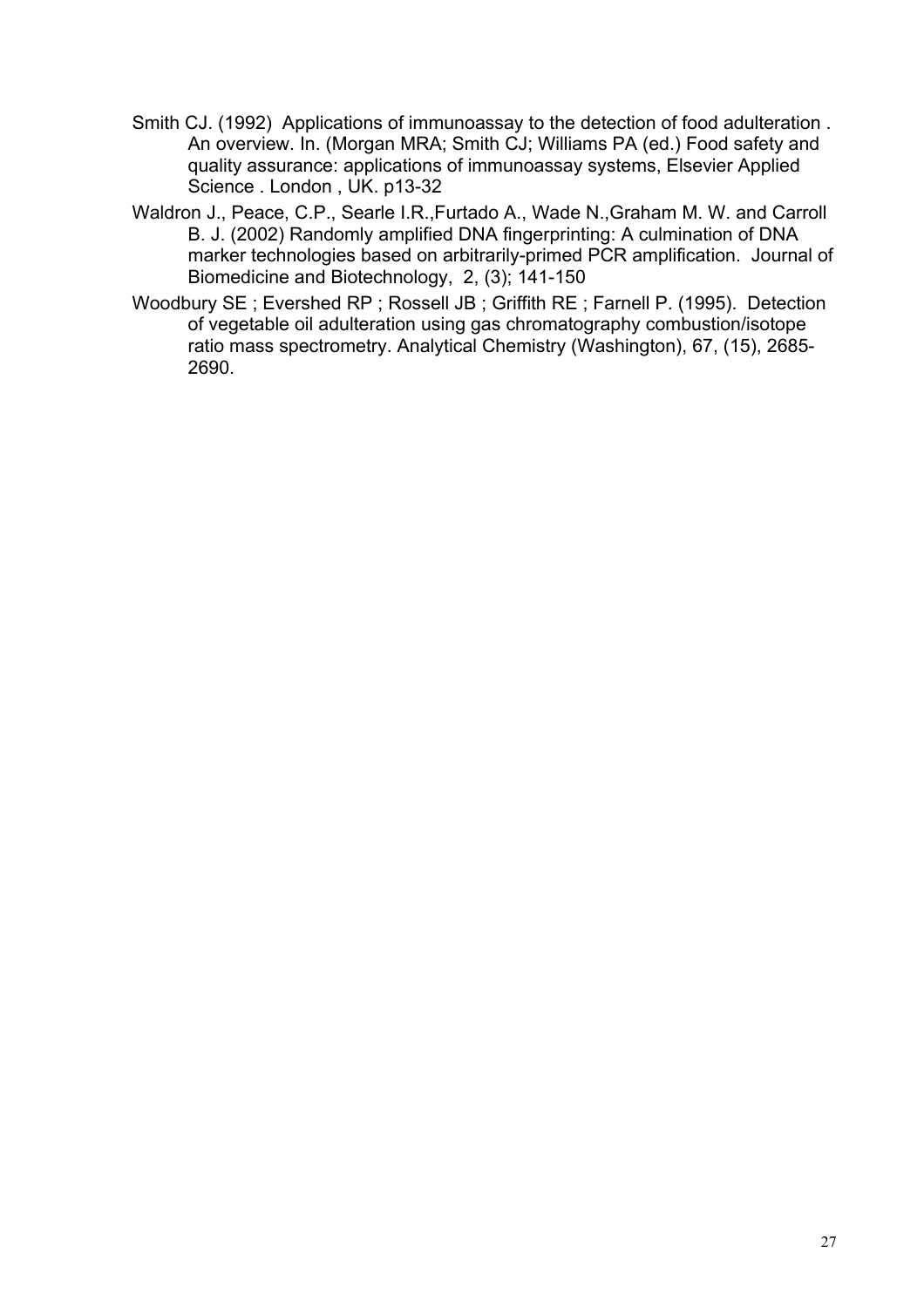Smith CJ. (1992) Applications of immunoassay to the detection of food adulteration . An overview. In. (Morgan MRA; Smith CJ; Williams PA (ed.) Food safety and quality assurance: applications of immunoassay systems, Elsevier Applied Science . London , UK. p13-32

Waldron J., Peace, C.P., Searle I.R.,Furtado A., Wade N.,Graham M. W. and Carroll B. J. (2002) Randomly amplified DNA fingerprinting: A culmination of DNA marker technologies based on arbitrarily-primed PCR amplification. Journal of Biomedicine and Biotechnology, 2, (3); 141-150

Woodbury SE ; Evershed RP ; Rossell JB ; Griffith RE ; Farnell P. (1995). Detection of vegetable oil adulteration using gas chromatography combustion/isotope ratio mass spectrometry. Analytical Chemistry (Washington), 67, (15), 2685-2690.